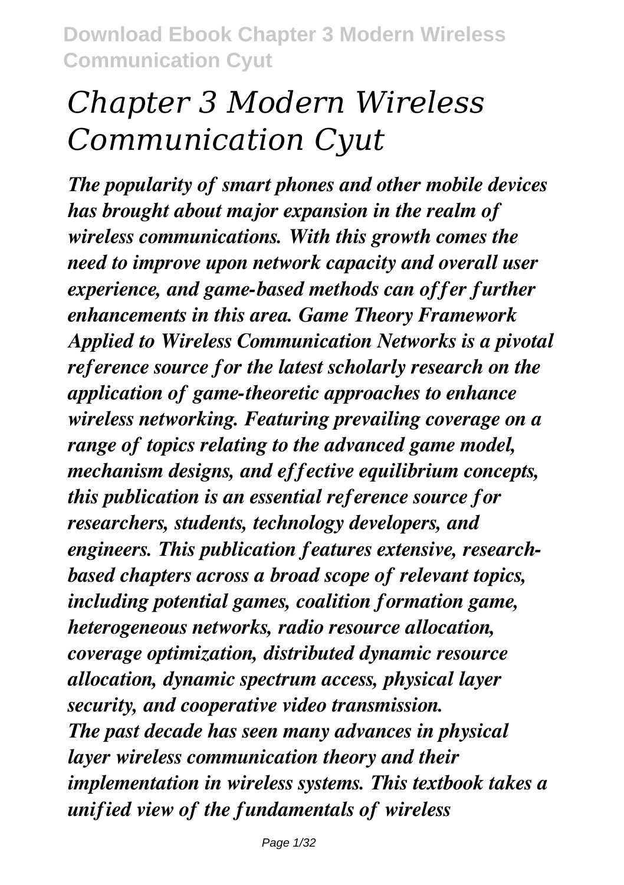# *Chapter 3 Modern Wireless Communication Cyut*

***The popularity of smart phones and other mobile devices has brought about major expansion in the realm of wireless communications. With this growth comes the need to improve upon network capacity and overall user experience, and game-based methods can offer further enhancements in this area. Game Theory Framework Applied to Wireless Communication Networks is a pivotal reference source for the latest scholarly research on the application of game-theoretic approaches to enhance wireless networking. Featuring prevailing coverage on a range of topics relating to the advanced game model, mechanism designs, and effective equilibrium concepts, this publication is an essential reference source for researchers, students, technology developers, and engineers. This publication features extensive, research-based chapters across a broad scope of relevant topics, including potential games, coalition formation game, heterogeneous networks, radio resource allocation, coverage optimization, distributed dynamic resource allocation, dynamic spectrum access, physical layer security, and cooperative video transmission.***

***The past decade has seen many advances in physical layer wireless communication theory and their implementation in wireless systems. This textbook takes a unified view of the fundamentals of wireless***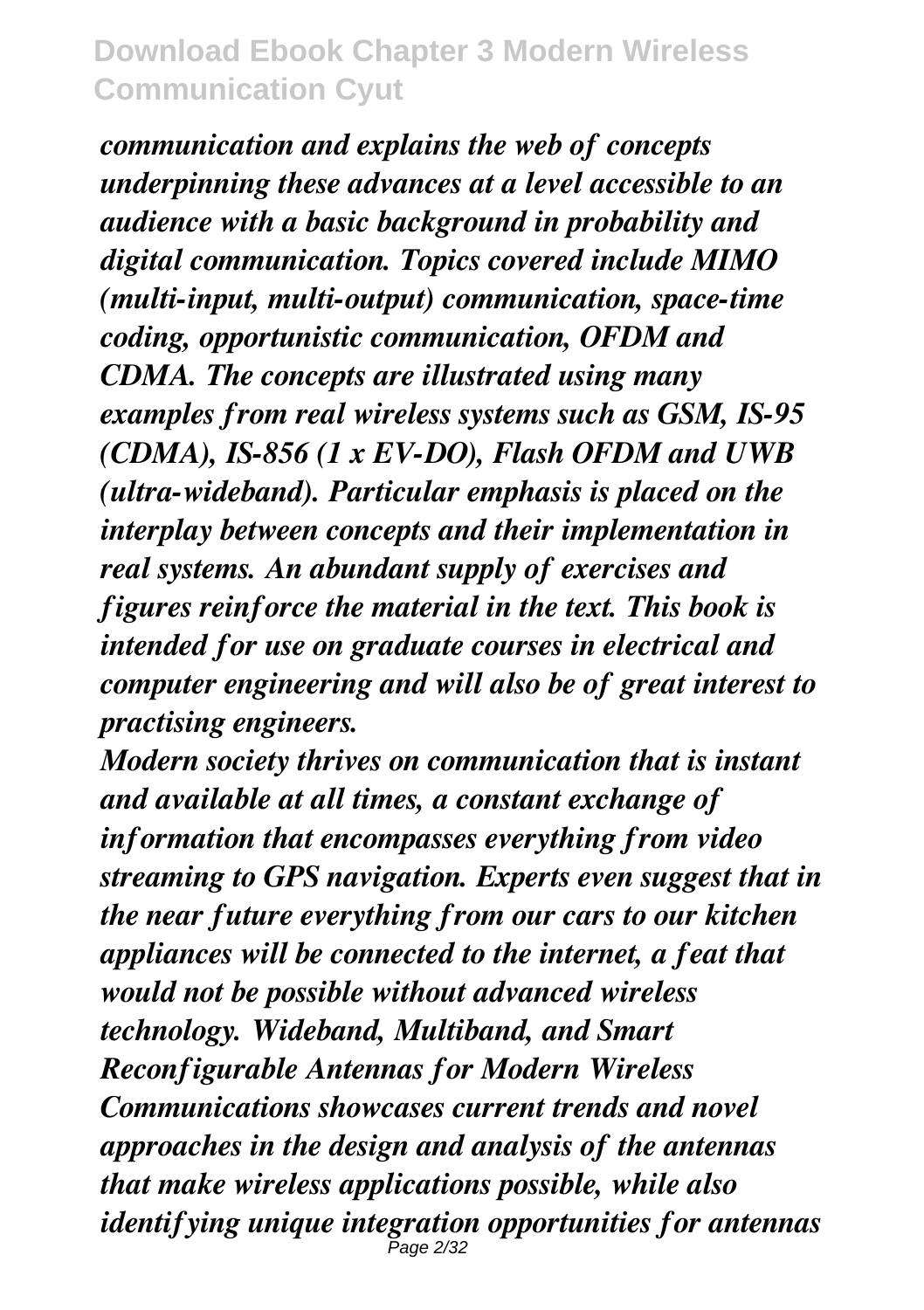*communication and explains the web of concepts underpinning these advances at a level accessible to an audience with a basic background in probability and digital communication. Topics covered include MIMO (multi-input, multi-output) communication, space-time coding, opportunistic communication, OFDM and CDMA. The concepts are illustrated using many examples from real wireless systems such as GSM, IS-95 (CDMA), IS-856 (1 x EV-DO), Flash OFDM and UWB (ultra-wideband). Particular emphasis is placed on the interplay between concepts and their implementation in real systems. An abundant supply of exercises and figures reinforce the material in the text. This book is intended for use on graduate courses in electrical and computer engineering and will also be of great interest to practising engineers.*

*Modern society thrives on communication that is instant and available at all times, a constant exchange of information that encompasses everything from video streaming to GPS navigation. Experts even suggest that in the near future everything from our cars to our kitchen appliances will be connected to the internet, a feat that would not be possible without advanced wireless technology. Wideband, Multiband, and Smart Reconfigurable Antennas for Modern Wireless Communications showcases current trends and novel approaches in the design and analysis of the antennas that make wireless applications possible, while also identifying unique integration opportunities for antennas*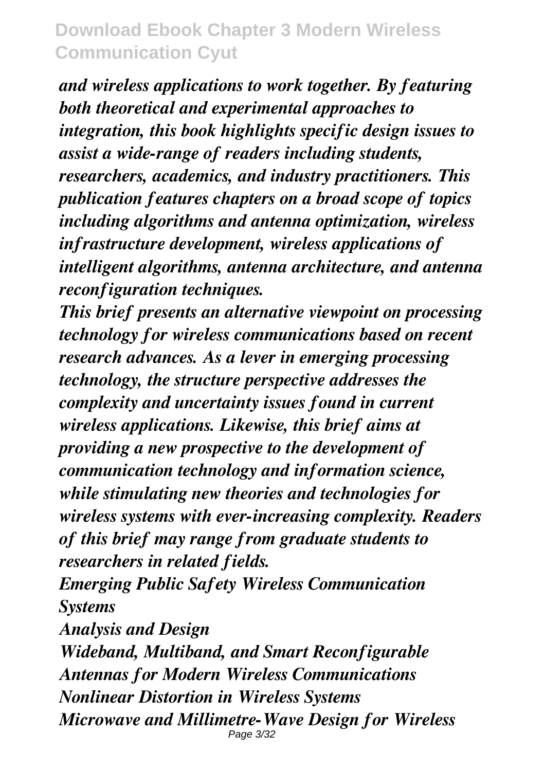*and wireless applications to work together. By featuring both theoretical and experimental approaches to integration, this book highlights specific design issues to assist a wide-range of readers including students, researchers, academics, and industry practitioners. This publication features chapters on a broad scope of topics including algorithms and antenna optimization, wireless infrastructure development, wireless applications of intelligent algorithms, antenna architecture, and antenna reconfiguration techniques.*

*This brief presents an alternative viewpoint on processing technology for wireless communications based on recent research advances. As a lever in emerging processing technology, the structure perspective addresses the complexity and uncertainty issues found in current wireless applications. Likewise, this brief aims at providing a new prospective to the development of communication technology and information science, while stimulating new theories and technologies for wireless systems with ever-increasing complexity. Readers of this brief may range from graduate students to researchers in related fields.*

*Emerging Public Safety Wireless Communication Systems*

*Analysis and Design*

*Wideband, Multiband, and Smart Reconfigurable Antennas for Modern Wireless Communications*

*Nonlinear Distortion in Wireless Systems*

*Microwave and Millimetre-Wave Design for Wireless*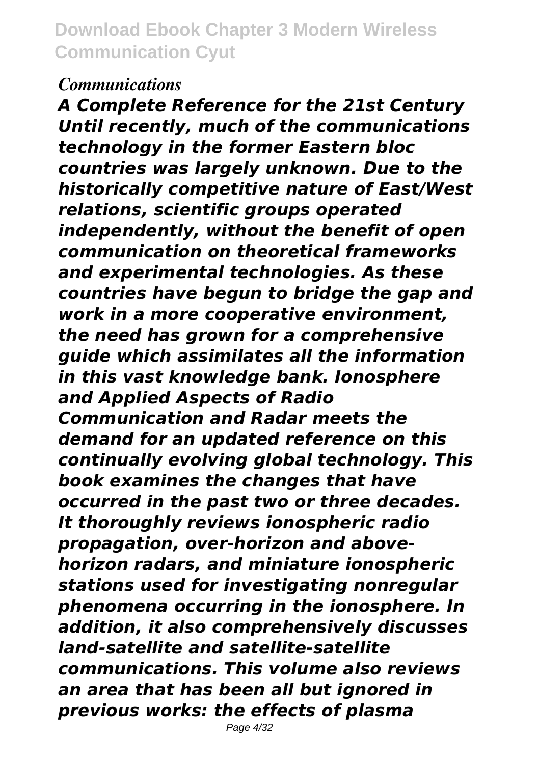*Communications*

***A Complete Reference for the 21st Century Until recently, much of the communications technology in the former Eastern bloc countries was largely unknown. Due to the historically competitive nature of East/West relations, scientific groups operated independently, without the benefit of open communication on theoretical frameworks and experimental technologies. As these countries have begun to bridge the gap and work in a more cooperative environment, the need has grown for a comprehensive guide which assimilates all the information in this vast knowledge bank. Ionosphere and Applied Aspects of Radio Communication and Radar meets the demand for an updated reference on this continually evolving global technology. This book examines the changes that have occurred in the past two or three decades. It thoroughly reviews ionospheric radio propagation, over-horizon and above-horizon radars, and miniature ionospheric stations used for investigating nonregular phenomena occurring in the ionosphere. In addition, it also comprehensively discusses land-satellite and satellite-satellite communications. This volume also reviews an area that has been all but ignored in previous works: the effects of plasma***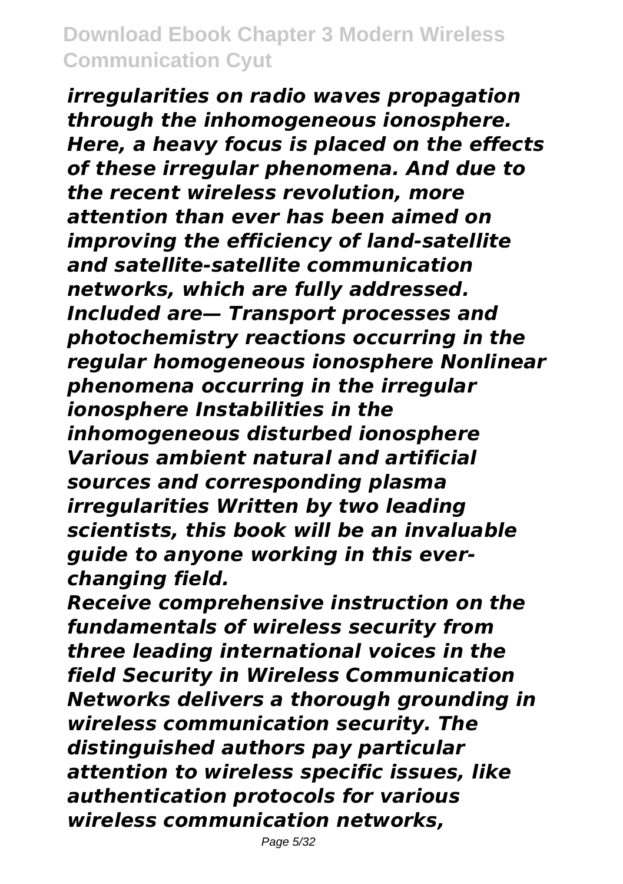*irregularities on radio waves propagation through the inhomogeneous ionosphere. Here, a heavy focus is placed on the effects of these irregular phenomena. And due to the recent wireless revolution, more attention than ever has been aimed on improving the efficiency of land-satellite and satellite-satellite communication networks, which are fully addressed. Included are— Transport processes and photochemistry reactions occurring in the regular homogeneous ionosphere Nonlinear phenomena occurring in the irregular ionosphere Instabilities in the inhomogeneous disturbed ionosphere Various ambient natural and artificial sources and corresponding plasma irregularities Written by two leading scientists, this book will be an invaluable guide to anyone working in this ever-changing field.*

*Receive comprehensive instruction on the fundamentals of wireless security from three leading international voices in the field Security in Wireless Communication Networks delivers a thorough grounding in wireless communication security. The distinguished authors pay particular attention to wireless specific issues, like authentication protocols for various wireless communication networks,*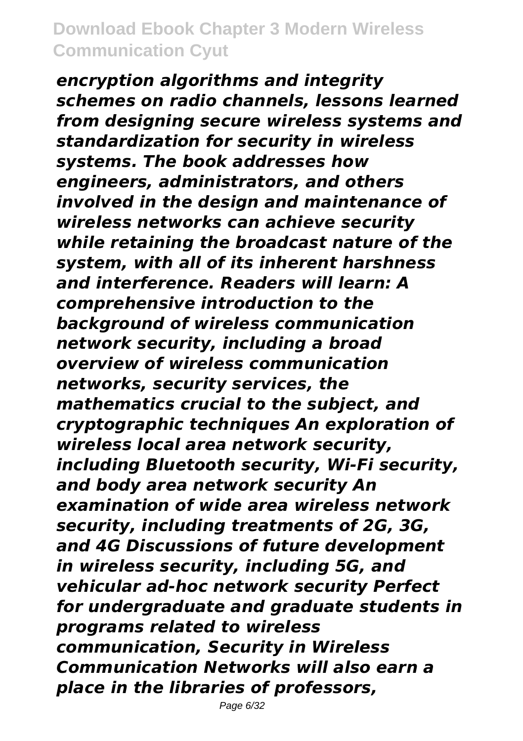*encryption algorithms and integrity schemes on radio channels, lessons learned from designing secure wireless systems and standardization for security in wireless systems. The book addresses how engineers, administrators, and others involved in the design and maintenance of wireless networks can achieve security while retaining the broadcast nature of the system, with all of its inherent harshness and interference. Readers will learn: A comprehensive introduction to the background of wireless communication network security, including a broad overview of wireless communication networks, security services, the mathematics crucial to the subject, and cryptographic techniques An exploration of wireless local area network security, including Bluetooth security, Wi-Fi security, and body area network security An examination of wide area wireless network security, including treatments of 2G, 3G, and 4G Discussions of future development in wireless security, including 5G, and vehicular ad-hoc network security Perfect for undergraduate and graduate students in programs related to wireless communication, Security in Wireless Communication Networks will also earn a place in the libraries of professors,*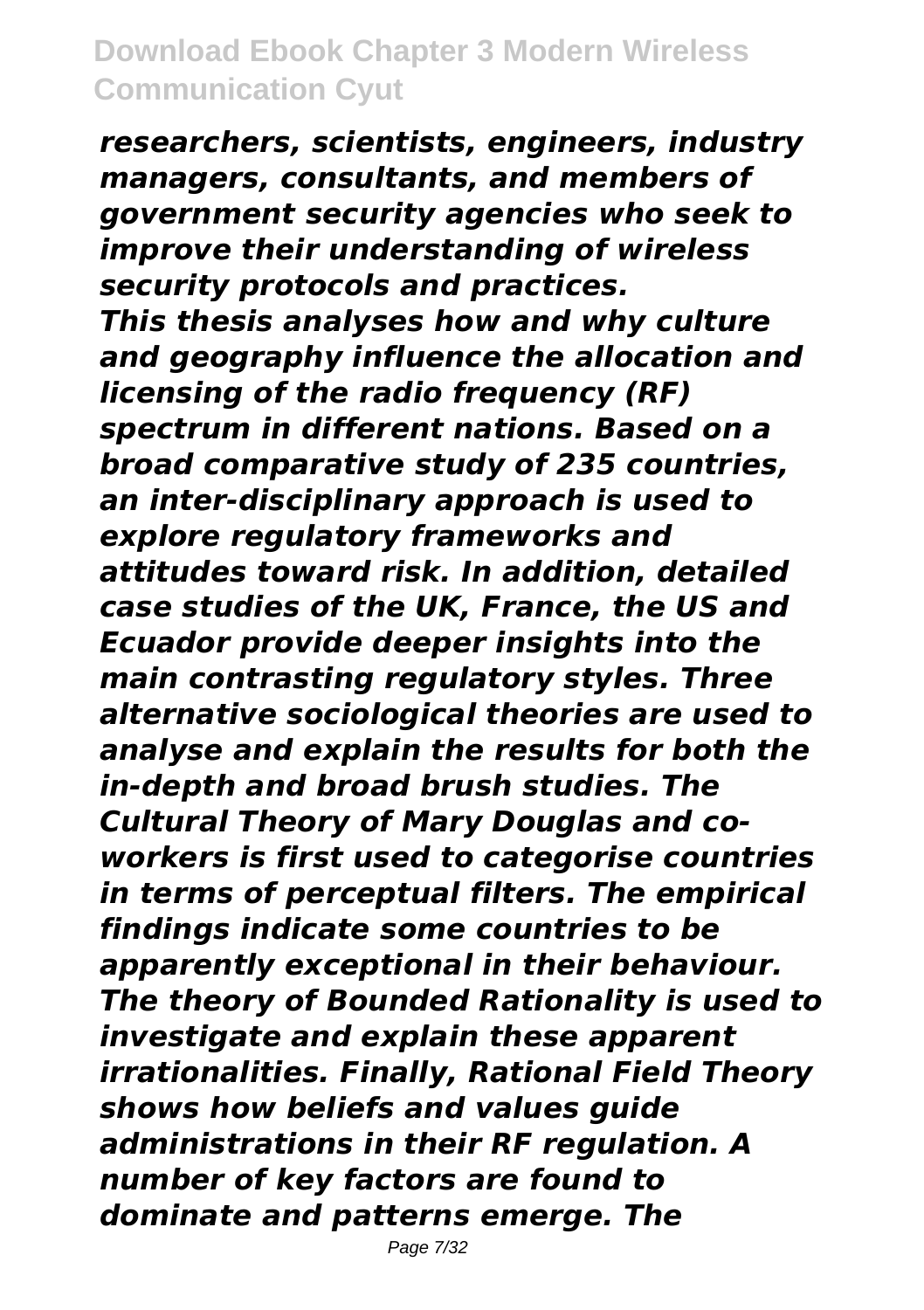*researchers, scientists, engineers, industry managers, consultants, and members of government security agencies who seek to improve their understanding of wireless security protocols and practices.*
*This thesis analyses how and why culture and geography influence the allocation and licensing of the radio frequency (RF) spectrum in different nations. Based on a broad comparative study of 235 countries, an inter-disciplinary approach is used to explore regulatory frameworks and attitudes toward risk. In addition, detailed case studies of the UK, France, the US and Ecuador provide deeper insights into the main contrasting regulatory styles. Three alternative sociological theories are used to analyse and explain the results for both the in-depth and broad brush studies. The Cultural Theory of Mary Douglas and co-workers is first used to categorise countries in terms of perceptual filters. The empirical findings indicate some countries to be apparently exceptional in their behaviour. The theory of Bounded Rationality is used to investigate and explain these apparent irrationalities. Finally, Rational Field Theory shows how beliefs and values guide administrations in their RF regulation. A number of key factors are found to dominate and patterns emerge. The*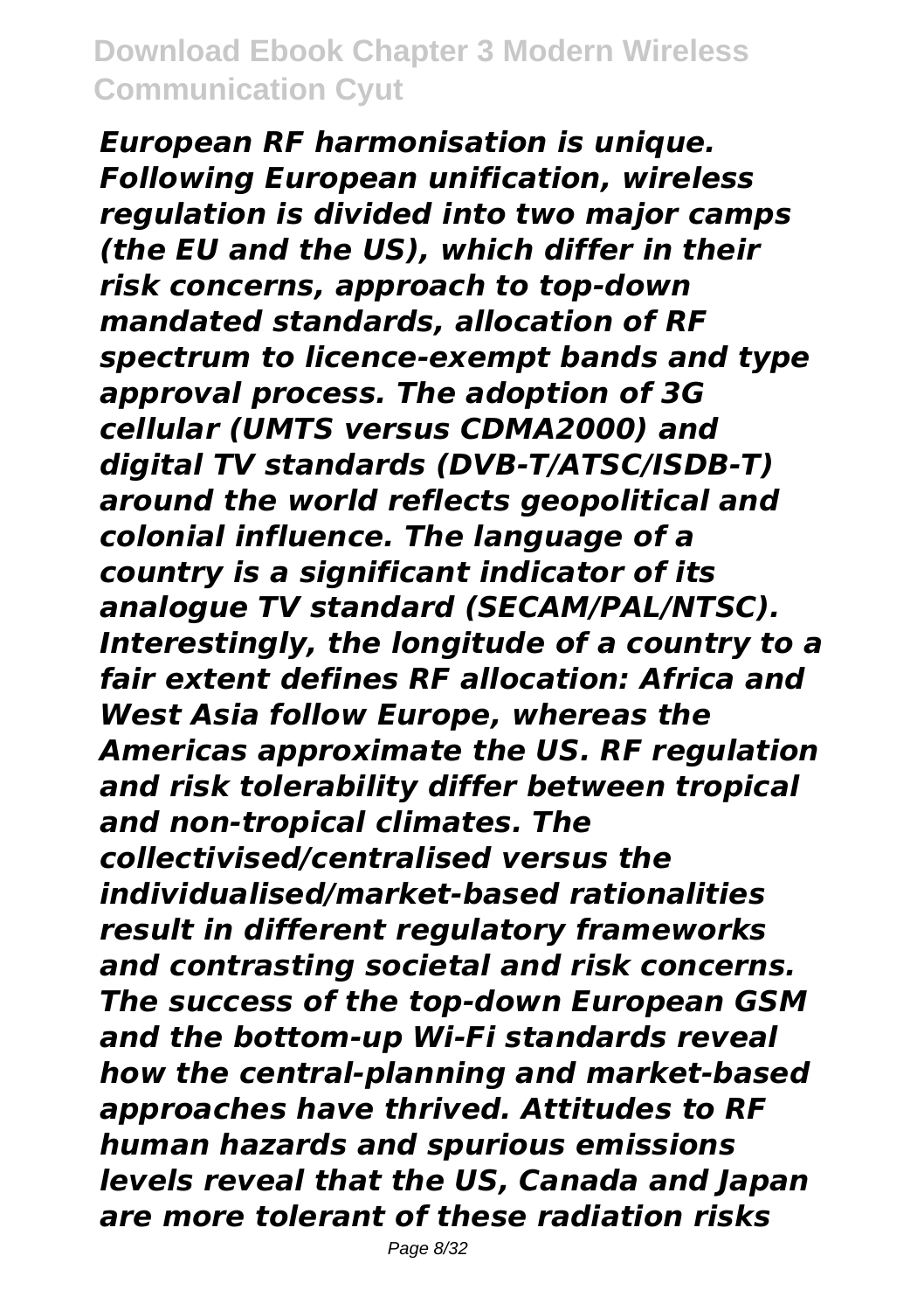*European RF harmonisation is unique. Following European unification, wireless regulation is divided into two major camps (the EU and the US), which differ in their risk concerns, approach to top-down mandated standards, allocation of RF spectrum to licence-exempt bands and type approval process. The adoption of 3G cellular (UMTS versus CDMA2000) and digital TV standards (DVB-T/ATSC/ISDB-T) around the world reflects geopolitical and colonial influence. The language of a country is a significant indicator of its analogue TV standard (SECAM/PAL/NTSC). Interestingly, the longitude of a country to a fair extent defines RF allocation: Africa and West Asia follow Europe, whereas the Americas approximate the US. RF regulation and risk tolerability differ between tropical and non-tropical climates. The collectivised/centralised versus the individualised/market-based rationalities result in different regulatory frameworks and contrasting societal and risk concerns. The success of the top-down European GSM and the bottom-up Wi-Fi standards reveal how the central-planning and market-based approaches have thrived. Attitudes to RF human hazards and spurious emissions levels reveal that the US, Canada and Japan are more tolerant of these radiation risks*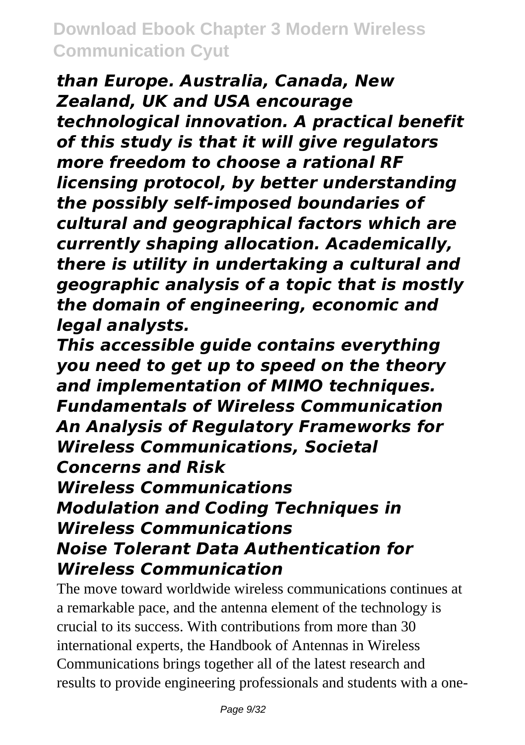*than Europe. Australia, Canada, New Zealand, UK and USA encourage technological innovation. A practical benefit of this study is that it will give regulators more freedom to choose a rational RF licensing protocol, by better understanding the possibly self-imposed boundaries of cultural and geographical factors which are currently shaping allocation. Academically, there is utility in undertaking a cultural and geographic analysis of a topic that is mostly the domain of engineering, economic and legal analysts.*

*This accessible guide contains everything you need to get up to speed on the theory and implementation of MIMO techniques.*

*Fundamentals of Wireless Communication*

*An Analysis of Regulatory Frameworks for Wireless Communications, Societal Concerns and Risk*

*Wireless Communications*

*Modulation and Coding Techniques in Wireless Communications*

*Noise Tolerant Data Authentication for Wireless Communication*

The move toward worldwide wireless communications continues at a remarkable pace, and the antenna element of the technology is crucial to its success. With contributions from more than 30 international experts, the Handbook of Antennas in Wireless Communications brings together all of the latest research and results to provide engineering professionals and students with a one-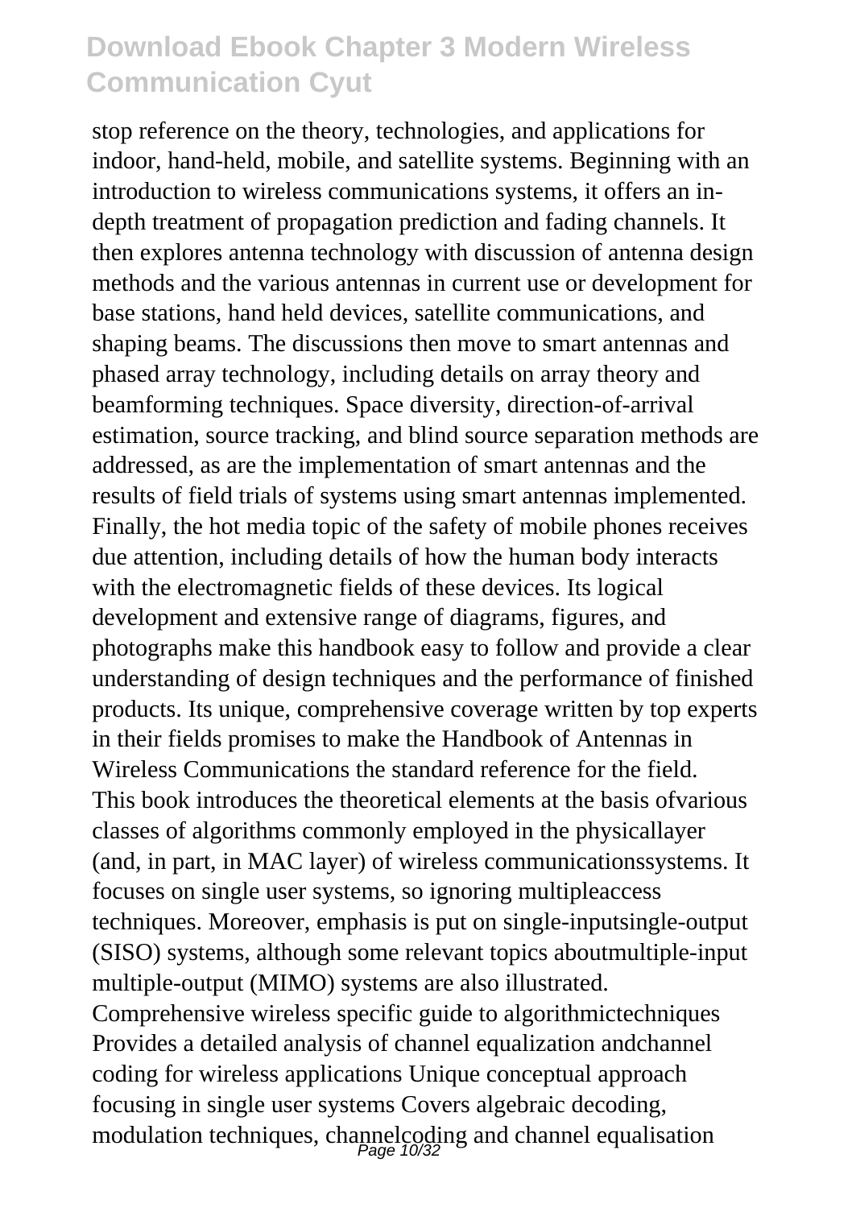stop reference on the theory, technologies, and applications for indoor, hand-held, mobile, and satellite systems. Beginning with an introduction to wireless communications systems, it offers an in-depth treatment of propagation prediction and fading channels. It then explores antenna technology with discussion of antenna design methods and the various antennas in current use or development for base stations, hand held devices, satellite communications, and shaping beams. The discussions then move to smart antennas and phased array technology, including details on array theory and beamforming techniques. Space diversity, direction-of-arrival estimation, source tracking, and blind source separation methods are addressed, as are the implementation of smart antennas and the results of field trials of systems using smart antennas implemented. Finally, the hot media topic of the safety of mobile phones receives due attention, including details of how the human body interacts with the electromagnetic fields of these devices. Its logical development and extensive range of diagrams, figures, and photographs make this handbook easy to follow and provide a clear understanding of design techniques and the performance of finished products. Its unique, comprehensive coverage written by top experts in their fields promises to make the Handbook of Antennas in Wireless Communications the standard reference for the field.
This book introduces the theoretical elements at the basis ofvarious classes of algorithms commonly employed in the physicallayer (and, in part, in MAC layer) of wireless communicationssystems. It focuses on single user systems, so ignoring multipleaccess techniques. Moreover, emphasis is put on single-inputsingle-output (SISO) systems, although some relevant topics aboutmultiple-input multiple-output (MIMO) systems are also illustrated. Comprehensive wireless specific guide to algorithmictechniques Provides a detailed analysis of channel equalization andchannel coding for wireless applications Unique conceptual approach focusing in single user systems Covers algebraic decoding, modulation techniques, channelcoding and channel equalisation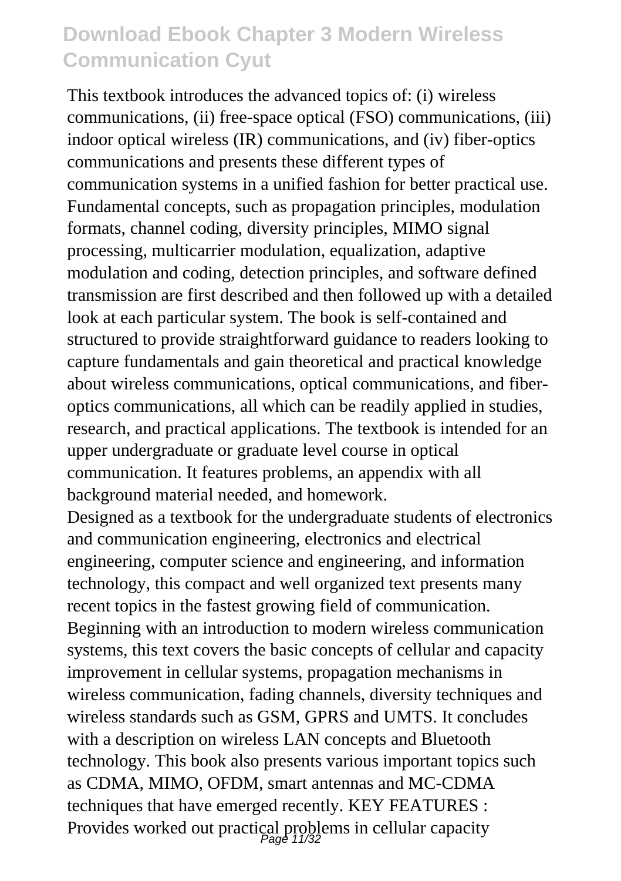This textbook introduces the advanced topics of: (i) wireless communications, (ii) free-space optical (FSO) communications, (iii) indoor optical wireless (IR) communications, and (iv) fiber-optics communications and presents these different types of communication systems in a unified fashion for better practical use. Fundamental concepts, such as propagation principles, modulation formats, channel coding, diversity principles, MIMO signal processing, multicarrier modulation, equalization, adaptive modulation and coding, detection principles, and software defined transmission are first described and then followed up with a detailed look at each particular system. The book is self-contained and structured to provide straightforward guidance to readers looking to capture fundamentals and gain theoretical and practical knowledge about wireless communications, optical communications, and fiber-optics communications, all which can be readily applied in studies, research, and practical applications. The textbook is intended for an upper undergraduate or graduate level course in optical communication. It features problems, an appendix with all background material needed, and homework.

Designed as a textbook for the undergraduate students of electronics and communication engineering, electronics and electrical engineering, computer science and engineering, and information technology, this compact and well organized text presents many recent topics in the fastest growing field of communication. Beginning with an introduction to modern wireless communication systems, this text covers the basic concepts of cellular and capacity improvement in cellular systems, propagation mechanisms in wireless communication, fading channels, diversity techniques and wireless standards such as GSM, GPRS and UMTS. It concludes with a description on wireless LAN concepts and Bluetooth technology. This book also presents various important topics such as CDMA, MIMO, OFDM, smart antennas and MC-CDMA techniques that have emerged recently. KEY FEATURES : Provides worked out practical problems in cellular capacity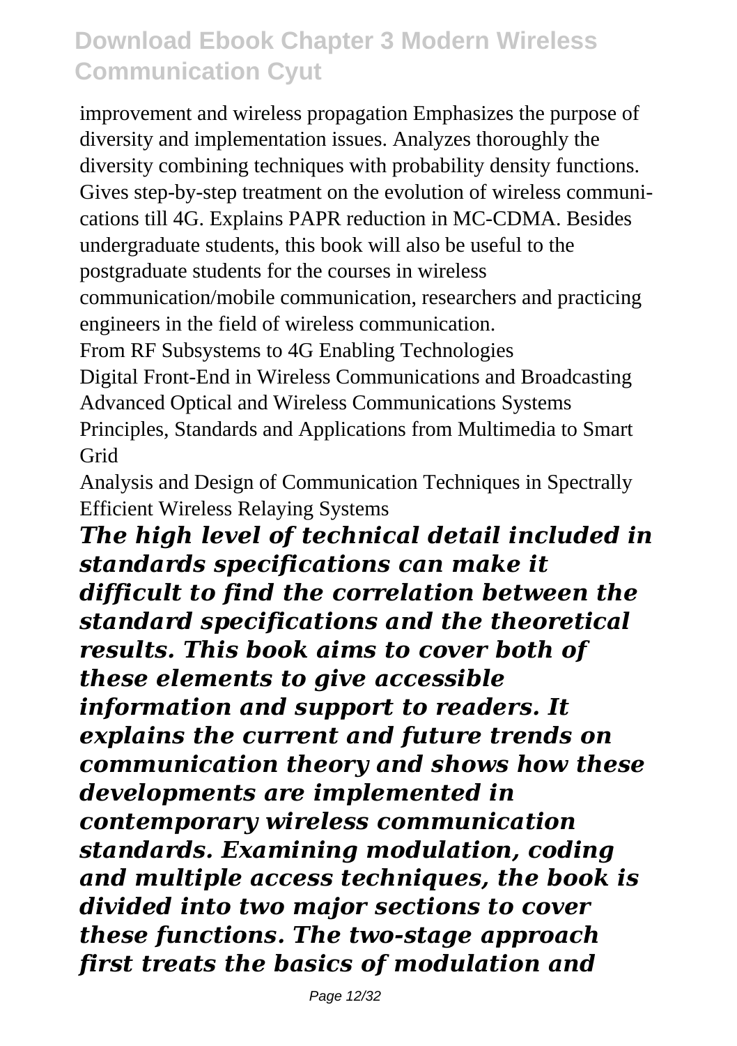improvement and wireless propagation Emphasizes the purpose of diversity and implementation issues. Analyzes thoroughly the diversity combining techniques with probability density functions. Gives step-by-step treatment on the evolution of wireless communications till 4G. Explains PAPR reduction in MC-CDMA. Besides undergraduate students, this book will also be useful to the postgraduate students for the courses in wireless communication/mobile communication, researchers and practicing engineers in the field of wireless communication.

From RF Subsystems to 4G Enabling Technologies

Digital Front-End in Wireless Communications and Broadcasting

Advanced Optical and Wireless Communications Systems

Principles, Standards and Applications from Multimedia to Smart Grid

Analysis and Design of Communication Techniques in Spectrally Efficient Wireless Relaying Systems

***The high level of technical detail included in standards specifications can make it difficult to find the correlation between the standard specifications and the theoretical results. This book aims to cover both of these elements to give accessible information and support to readers. It explains the current and future trends on communication theory and shows how these developments are implemented in contemporary wireless communication standards. Examining modulation, coding and multiple access techniques, the book is divided into two major sections to cover these functions. The two-stage approach first treats the basics of modulation and***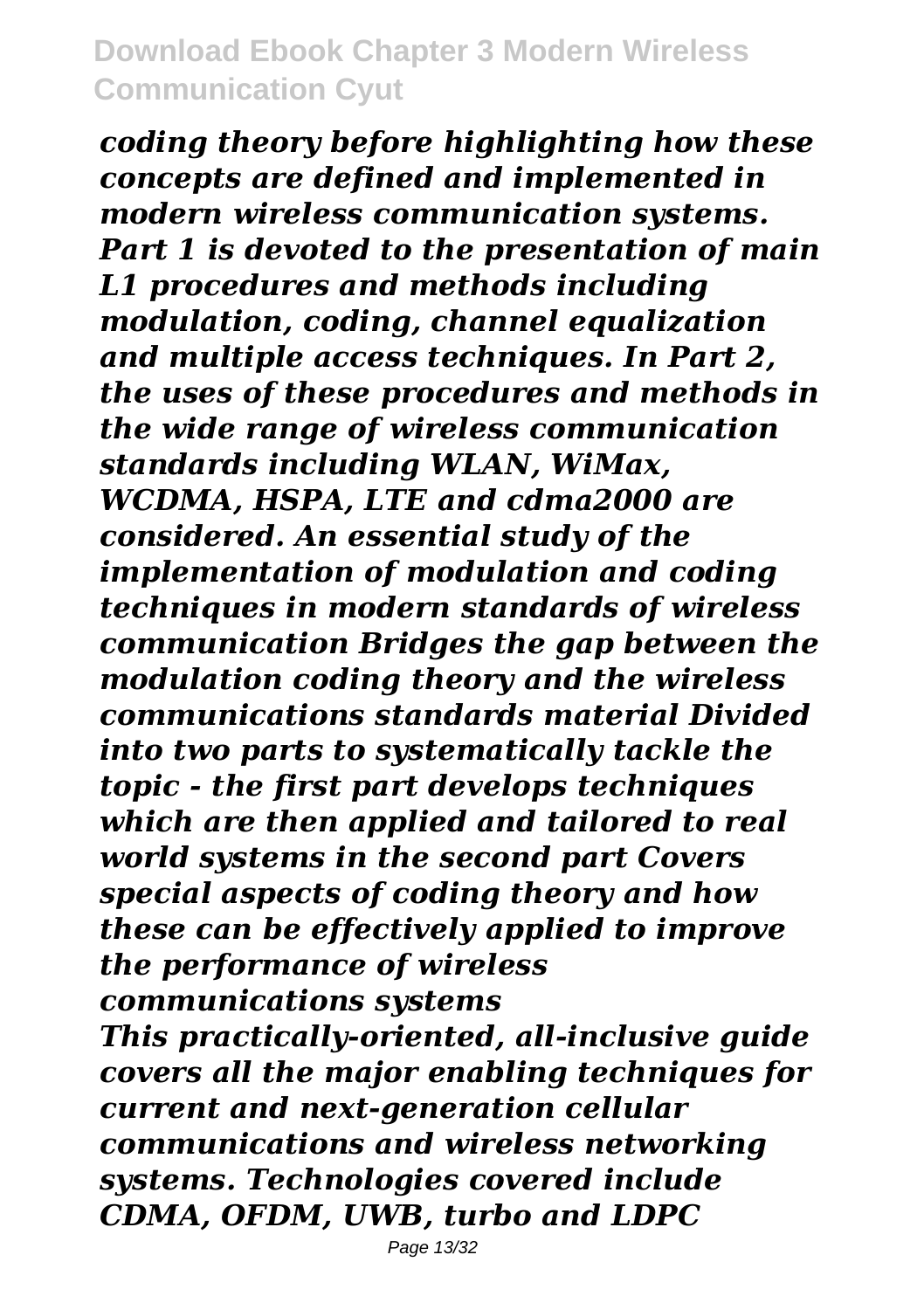*coding theory before highlighting how these concepts are defined and implemented in modern wireless communication systems. Part 1 is devoted to the presentation of main L1 procedures and methods including modulation, coding, channel equalization and multiple access techniques. In Part 2, the uses of these procedures and methods in the wide range of wireless communication standards including WLAN, WiMax, WCDMA, HSPA, LTE and cdma2000 are considered. An essential study of the implementation of modulation and coding techniques in modern standards of wireless communication Bridges the gap between the modulation coding theory and the wireless communications standards material Divided into two parts to systematically tackle the topic - the first part develops techniques which are then applied and tailored to real world systems in the second part Covers special aspects of coding theory and how these can be effectively applied to improve the performance of wireless communications systems*

*This practically-oriented, all-inclusive guide covers all the major enabling techniques for current and next-generation cellular communications and wireless networking systems. Technologies covered include CDMA, OFDM, UWB, turbo and LDPC*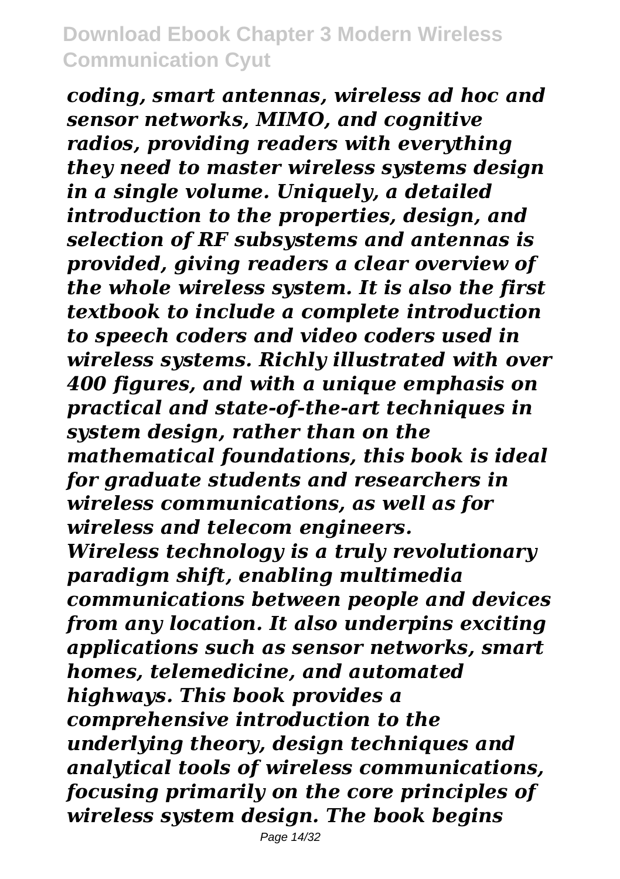*coding, smart antennas, wireless ad hoc and sensor networks, MIMO, and cognitive radios, providing readers with everything they need to master wireless systems design in a single volume. Uniquely, a detailed introduction to the properties, design, and selection of RF subsystems and antennas is provided, giving readers a clear overview of the whole wireless system. It is also the first textbook to include a complete introduction to speech coders and video coders used in wireless systems. Richly illustrated with over 400 figures, and with a unique emphasis on practical and state-of-the-art techniques in system design, rather than on the mathematical foundations, this book is ideal for graduate students and researchers in wireless communications, as well as for wireless and telecom engineers.*

*Wireless technology is a truly revolutionary paradigm shift, enabling multimedia communications between people and devices from any location. It also underpins exciting applications such as sensor networks, smart homes, telemedicine, and automated highways. This book provides a comprehensive introduction to the underlying theory, design techniques and analytical tools of wireless communications, focusing primarily on the core principles of wireless system design. The book begins*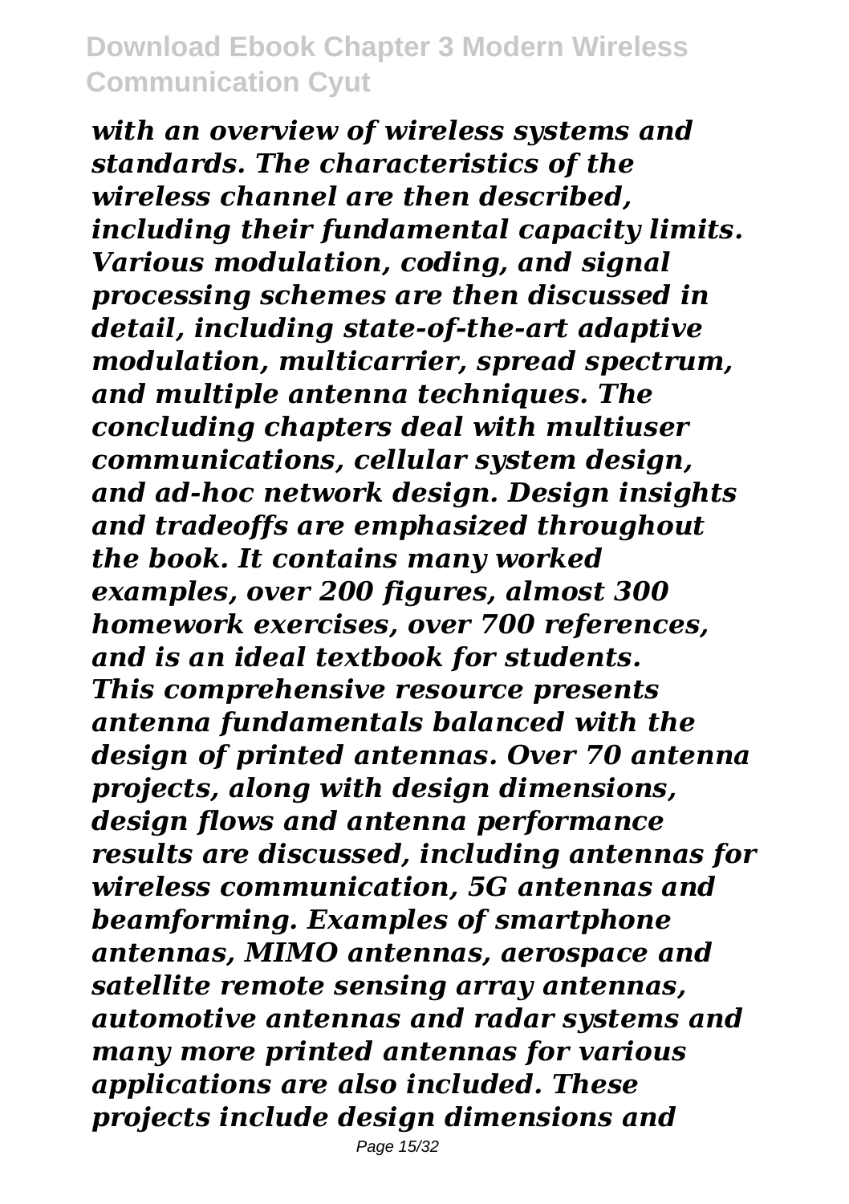*with an overview of wireless systems and standards. The characteristics of the wireless channel are then described, including their fundamental capacity limits. Various modulation, coding, and signal processing schemes are then discussed in detail, including state-of-the-art adaptive modulation, multicarrier, spread spectrum, and multiple antenna techniques. The concluding chapters deal with multiuser communications, cellular system design, and ad-hoc network design. Design insights and tradeoffs are emphasized throughout the book. It contains many worked examples, over 200 figures, almost 300 homework exercises, over 700 references, and is an ideal textbook for students.*
*This comprehensive resource presents antenna fundamentals balanced with the design of printed antennas. Over 70 antenna projects, along with design dimensions, design flows and antenna performance results are discussed, including antennas for wireless communication, 5G antennas and beamforming. Examples of smartphone antennas, MIMO antennas, aerospace and satellite remote sensing array antennas, automotive antennas and radar systems and many more printed antennas for various applications are also included. These projects include design dimensions and*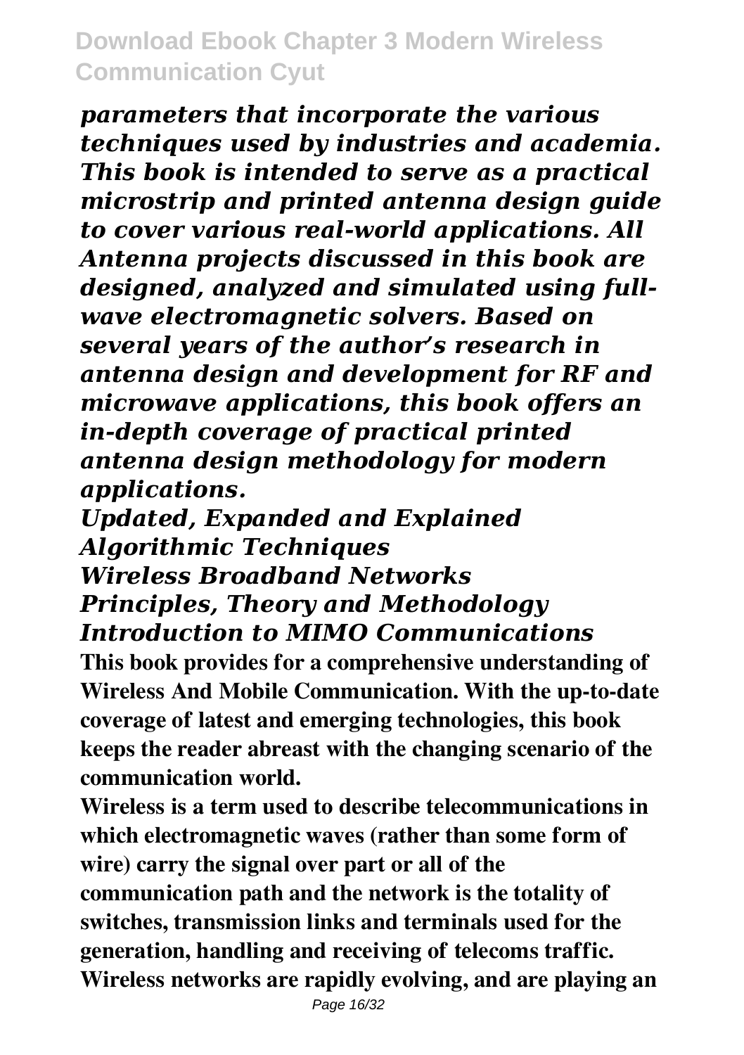*parameters that incorporate the various techniques used by industries and academia. This book is intended to serve as a practical microstrip and printed antenna design guide to cover various real-world applications. All Antenna projects discussed in this book are designed, analyzed and simulated using full-wave electromagnetic solvers. Based on several years of the author's research in antenna design and development for RF and microwave applications, this book offers an in-depth coverage of practical printed antenna design methodology for modern applications.*

*Updated, Expanded and Explained*
*Algorithmic Techniques*
*Wireless Broadband Networks*
*Principles, Theory and Methodology*
*Introduction to MIMO Communications*

**This book provides for a comprehensive understanding of Wireless And Mobile Communication. With the up-to-date coverage of latest and emerging technologies, this book keeps the reader abreast with the changing scenario of the communication world.**

**Wireless is a term used to describe telecommunications in which electromagnetic waves (rather than some form of wire) carry the signal over part or all of the communication path and the network is the totality of switches, transmission links and terminals used for the generation, handling and receiving of telecoms traffic. Wireless networks are rapidly evolving, and are playing an**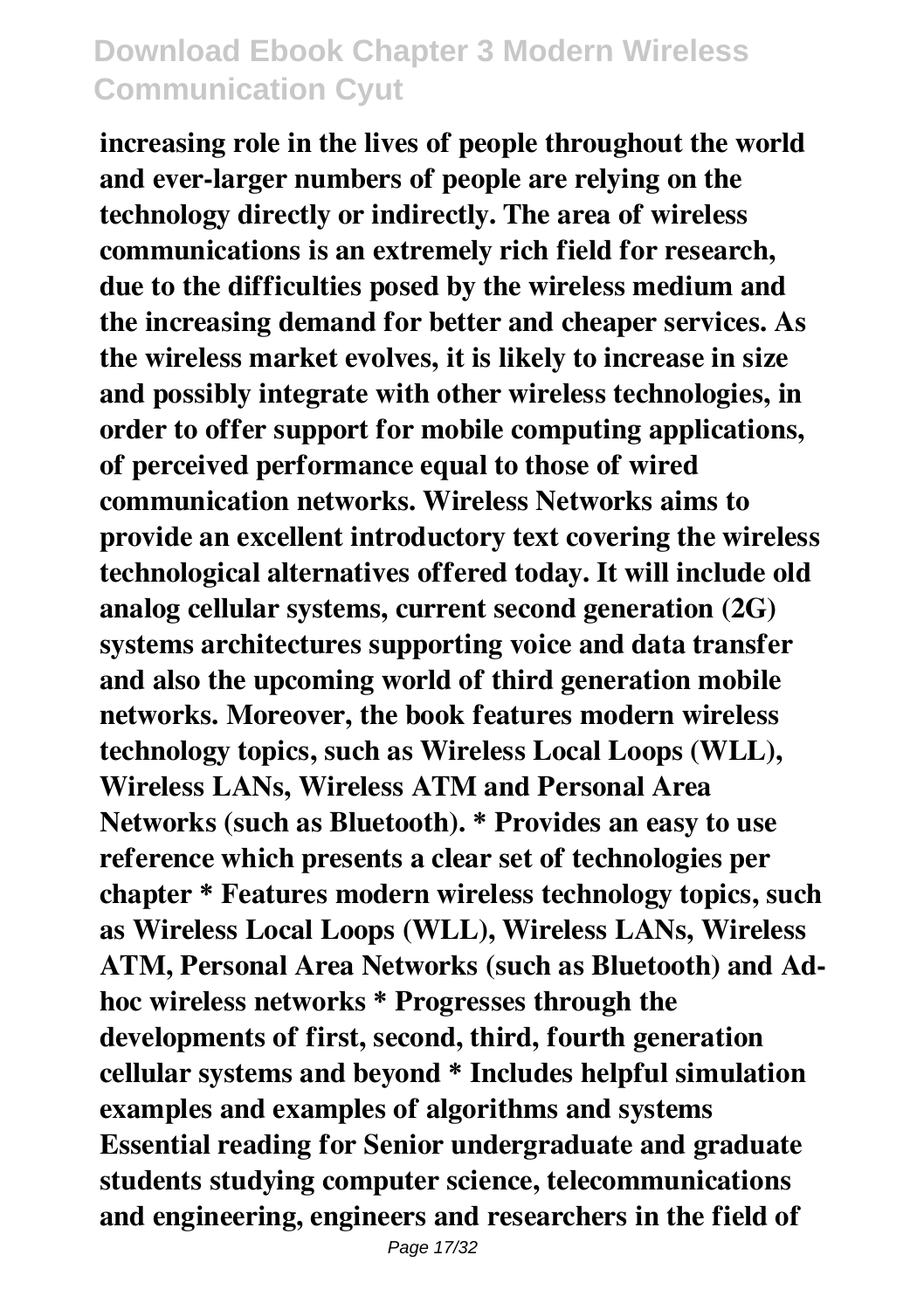**increasing role in the lives of people throughout the world and ever-larger numbers of people are relying on the technology directly or indirectly. The area of wireless communications is an extremely rich field for research, due to the difficulties posed by the wireless medium and the increasing demand for better and cheaper services. As the wireless market evolves, it is likely to increase in size and possibly integrate with other wireless technologies, in order to offer support for mobile computing applications, of perceived performance equal to those of wired communication networks. Wireless Networks aims to provide an excellent introductory text covering the wireless technological alternatives offered today. It will include old analog cellular systems, current second generation (2G) systems architectures supporting voice and data transfer and also the upcoming world of third generation mobile networks. Moreover, the book features modern wireless technology topics, such as Wireless Local Loops (WLL), Wireless LANs, Wireless ATM and Personal Area Networks (such as Bluetooth). * Provides an easy to use reference which presents a clear set of technologies per chapter * Features modern wireless technology topics, such as Wireless Local Loops (WLL), Wireless LANs, Wireless ATM, Personal Area Networks (such as Bluetooth) and Ad-hoc wireless networks * Progresses through the developments of first, second, third, fourth generation cellular systems and beyond * Includes helpful simulation examples and examples of algorithms and systems Essential reading for Senior undergraduate and graduate students studying computer science, telecommunications and engineering, engineers and researchers in the field of**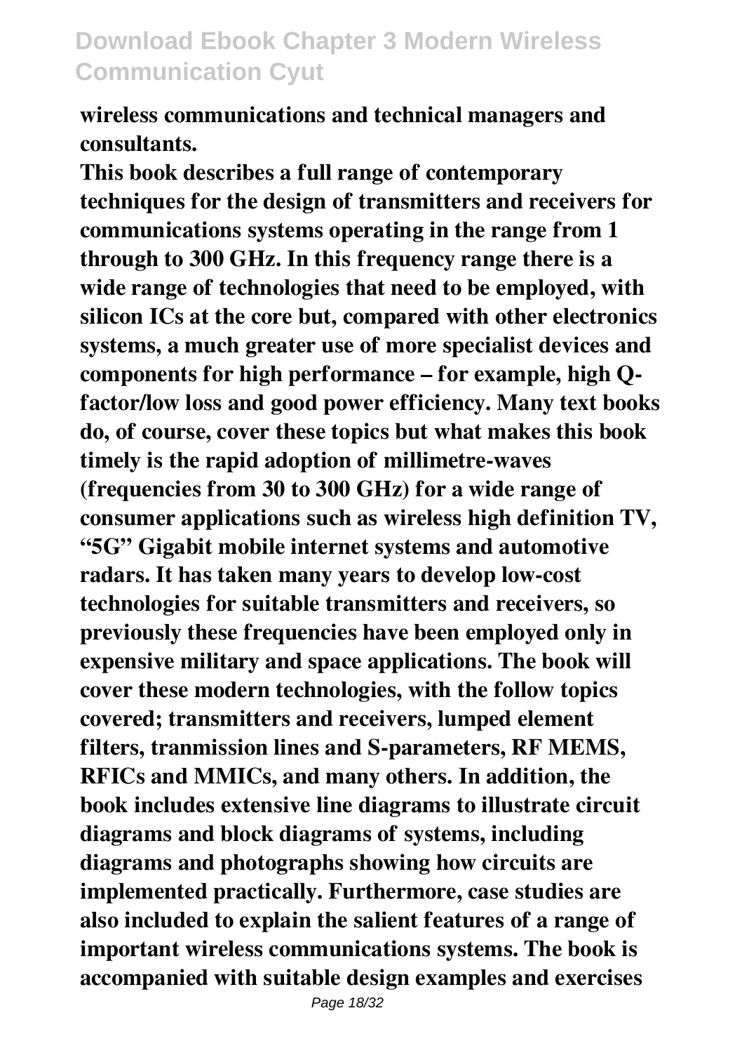**wireless communications and technical managers and consultants.**

**This book describes a full range of contemporary techniques for the design of transmitters and receivers for communications systems operating in the range from 1 through to 300 GHz. In this frequency range there is a wide range of technologies that need to be employed, with silicon ICs at the core but, compared with other electronics systems, a much greater use of more specialist devices and components for high performance – for example, high Q-factor/low loss and good power efficiency. Many text books do, of course, cover these topics but what makes this book timely is the rapid adoption of millimetre-waves (frequencies from 30 to 300 GHz) for a wide range of consumer applications such as wireless high definition TV, "5G" Gigabit mobile internet systems and automotive radars. It has taken many years to develop low-cost technologies for suitable transmitters and receivers, so previously these frequencies have been employed only in expensive military and space applications. The book will cover these modern technologies, with the follow topics covered; transmitters and receivers, lumped element filters, tranmission lines and S-parameters, RF MEMS, RFICs and MMICs, and many others. In addition, the book includes extensive line diagrams to illustrate circuit diagrams and block diagrams of systems, including diagrams and photographs showing how circuits are implemented practically. Furthermore, case studies are also included to explain the salient features of a range of important wireless communications systems. The book is accompanied with suitable design examples and exercises**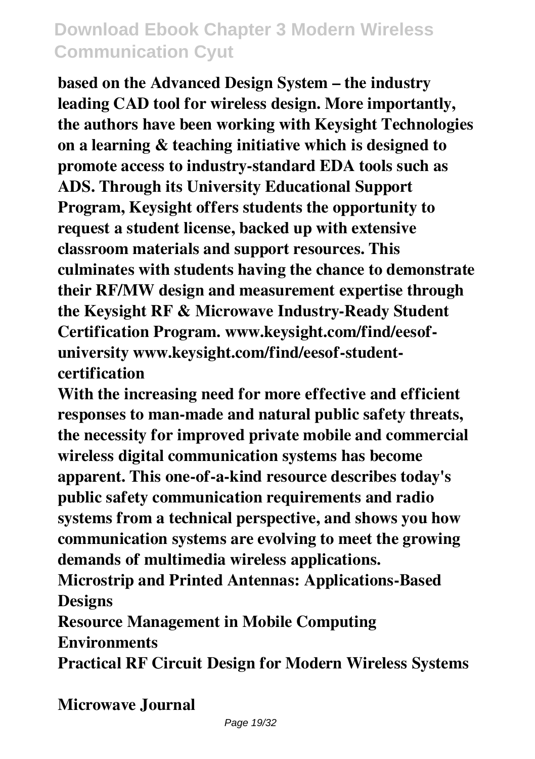**based on the Advanced Design System – the industry leading CAD tool for wireless design. More importantly, the authors have been working with Keysight Technologies on a learning & teaching initiative which is designed to promote access to industry-standard EDA tools such as ADS. Through its University Educational Support Program, Keysight offers students the opportunity to request a student license, backed up with extensive classroom materials and support resources. This culminates with students having the chance to demonstrate their RF/MW design and measurement expertise through the Keysight RF & Microwave Industry-Ready Student Certification Program. www.keysight.com/find/eesof-university www.keysight.com/find/eesof-student-certification**

**With the increasing need for more effective and efficient responses to man-made and natural public safety threats, the necessity for improved private mobile and commercial wireless digital communication systems has become apparent. This one-of-a-kind resource describes today's public safety communication requirements and radio systems from a technical perspective, and shows you how communication systems are evolving to meet the growing demands of multimedia wireless applications.**

**Microstrip and Printed Antennas: Applications-Based Designs**

**Resource Management in Mobile Computing Environments**

**Practical RF Circuit Design for Modern Wireless Systems**

**Microwave Journal**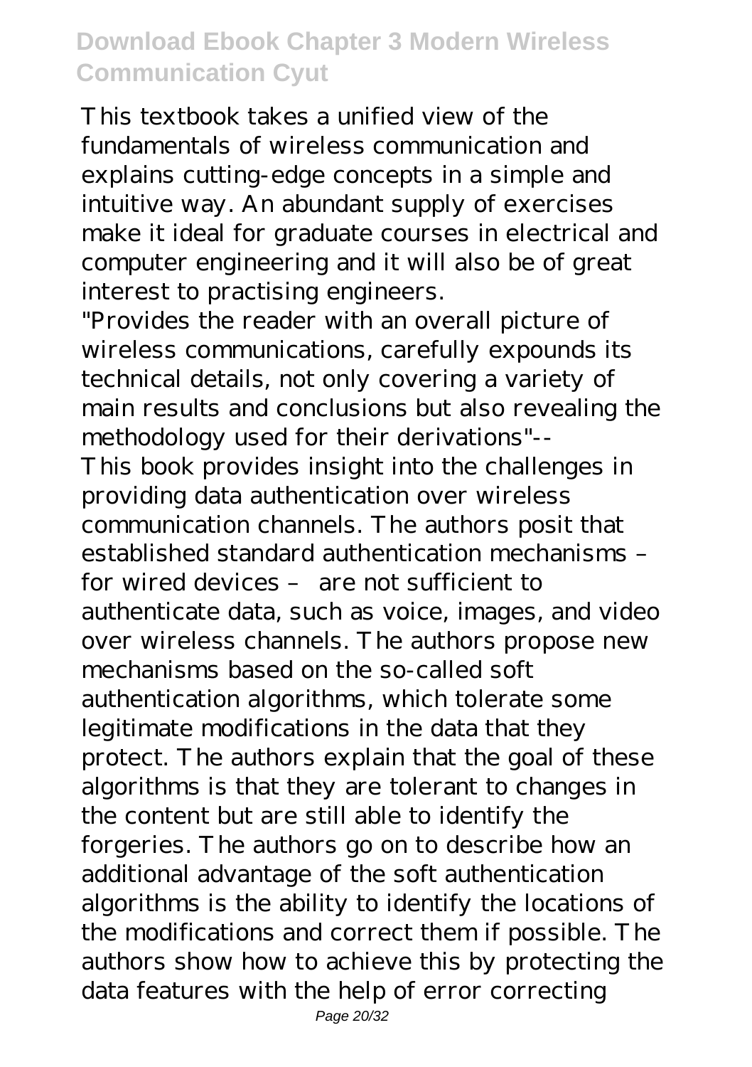This textbook takes a unified view of the fundamentals of wireless communication and explains cutting-edge concepts in a simple and intuitive way. An abundant supply of exercises make it ideal for graduate courses in electrical and computer engineering and it will also be of great interest to practising engineers.

"Provides the reader with an overall picture of wireless communications, carefully expounds its technical details, not only covering a variety of main results and conclusions but also revealing the methodology used for their derivations"--

This book provides insight into the challenges in providing data authentication over wireless communication channels. The authors posit that established standard authentication mechanisms – for wired devices – are not sufficient to authenticate data, such as voice, images, and video over wireless channels. The authors propose new mechanisms based on the so-called soft authentication algorithms, which tolerate some legitimate modifications in the data that they protect. The authors explain that the goal of these algorithms is that they are tolerant to changes in the content but are still able to identify the forgeries. The authors go on to describe how an additional advantage of the soft authentication algorithms is the ability to identify the locations of the modifications and correct them if possible. The authors show how to achieve this by protecting the data features with the help of error correcting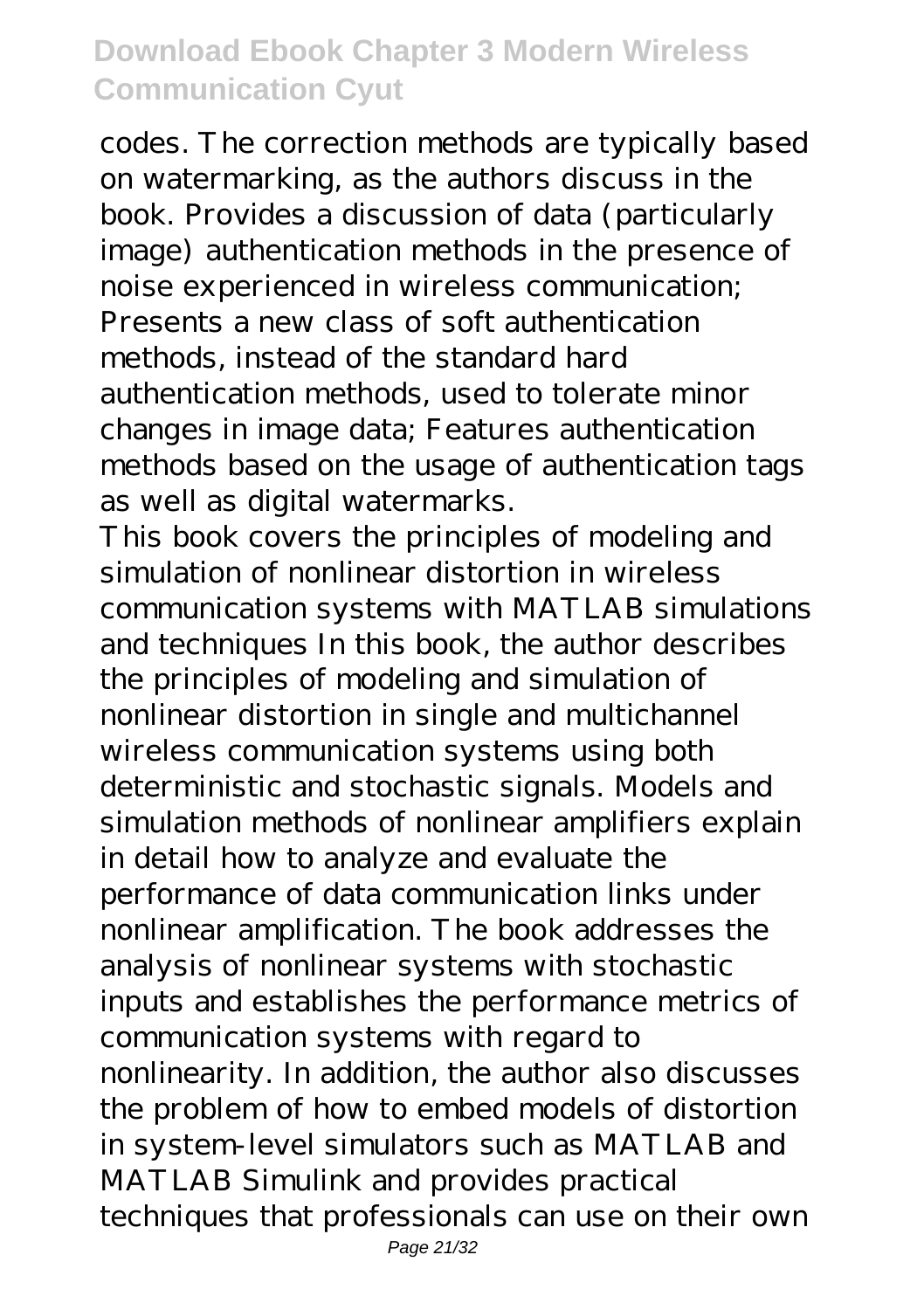codes. The correction methods are typically based on watermarking, as the authors discuss in the book. Provides a discussion of data (particularly image) authentication methods in the presence of noise experienced in wireless communication; Presents a new class of soft authentication methods, instead of the standard hard authentication methods, used to tolerate minor changes in image data; Features authentication methods based on the usage of authentication tags as well as digital watermarks.

This book covers the principles of modeling and simulation of nonlinear distortion in wireless communication systems with MATLAB simulations and techniques In this book, the author describes the principles of modeling and simulation of nonlinear distortion in single and multichannel wireless communication systems using both deterministic and stochastic signals. Models and simulation methods of nonlinear amplifiers explain in detail how to analyze and evaluate the performance of data communication links under nonlinear amplification. The book addresses the analysis of nonlinear systems with stochastic inputs and establishes the performance metrics of communication systems with regard to nonlinearity. In addition, the author also discusses the problem of how to embed models of distortion in system-level simulators such as MATLAB and MATLAB Simulink and provides practical techniques that professionals can use on their own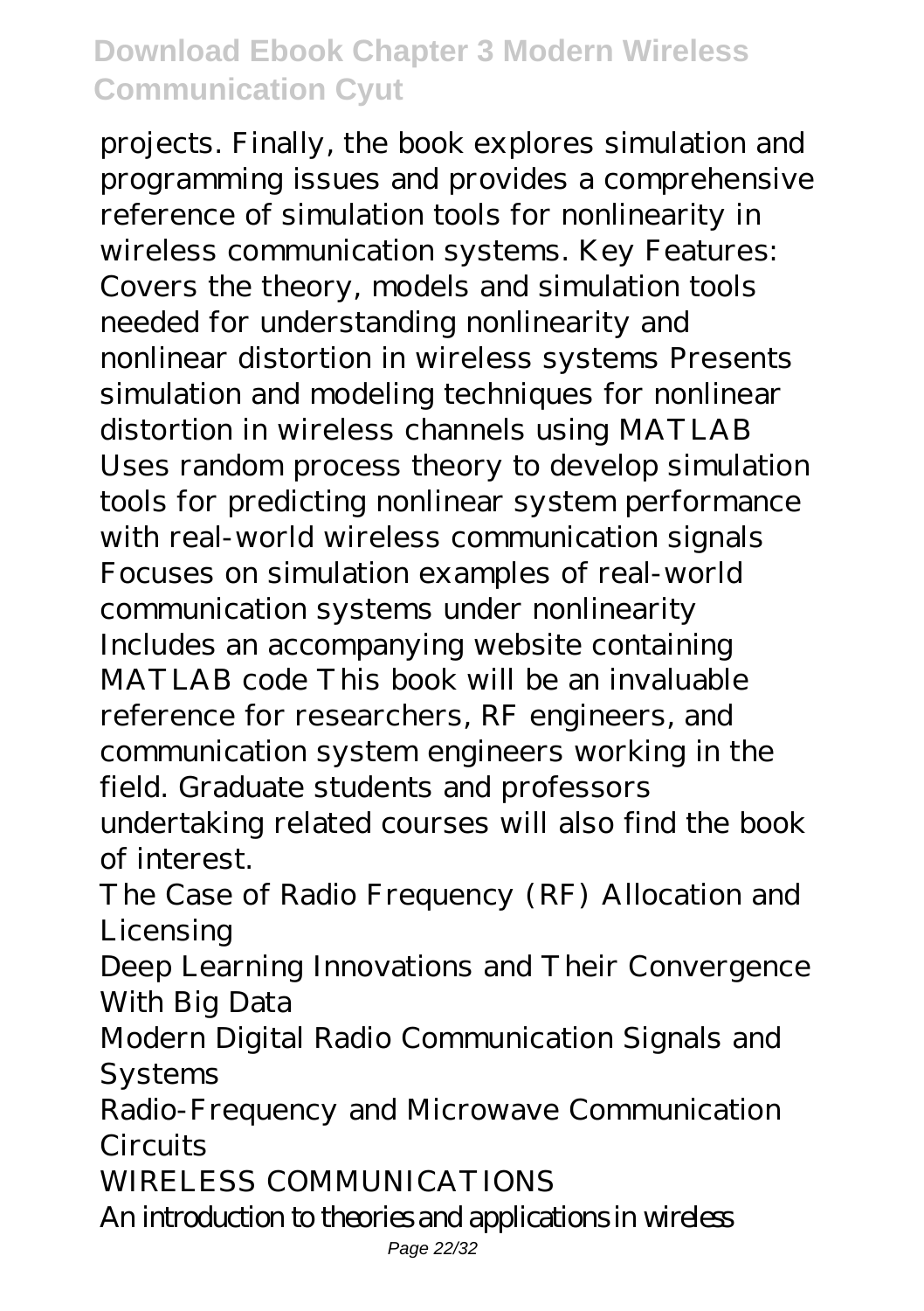projects. Finally, the book explores simulation and programming issues and provides a comprehensive reference of simulation tools for nonlinearity in wireless communication systems. Key Features: Covers the theory, models and simulation tools needed for understanding nonlinearity and nonlinear distortion in wireless systems Presents simulation and modeling techniques for nonlinear distortion in wireless channels using MATLAB Uses random process theory to develop simulation tools for predicting nonlinear system performance with real-world wireless communication signals Focuses on simulation examples of real-world communication systems under nonlinearity Includes an accompanying website containing MATLAB code This book will be an invaluable reference for researchers, RF engineers, and communication system engineers working in the field. Graduate students and professors undertaking related courses will also find the book of interest.

The Case of Radio Frequency (RF) Allocation and Licensing

Deep Learning Innovations and Their Convergence With Big Data

Modern Digital Radio Communication Signals and Systems

Radio-Frequency and Microwave Communication Circuits

WIRELESS COMMUNICATIONS

An introduction to theories and applications in wireless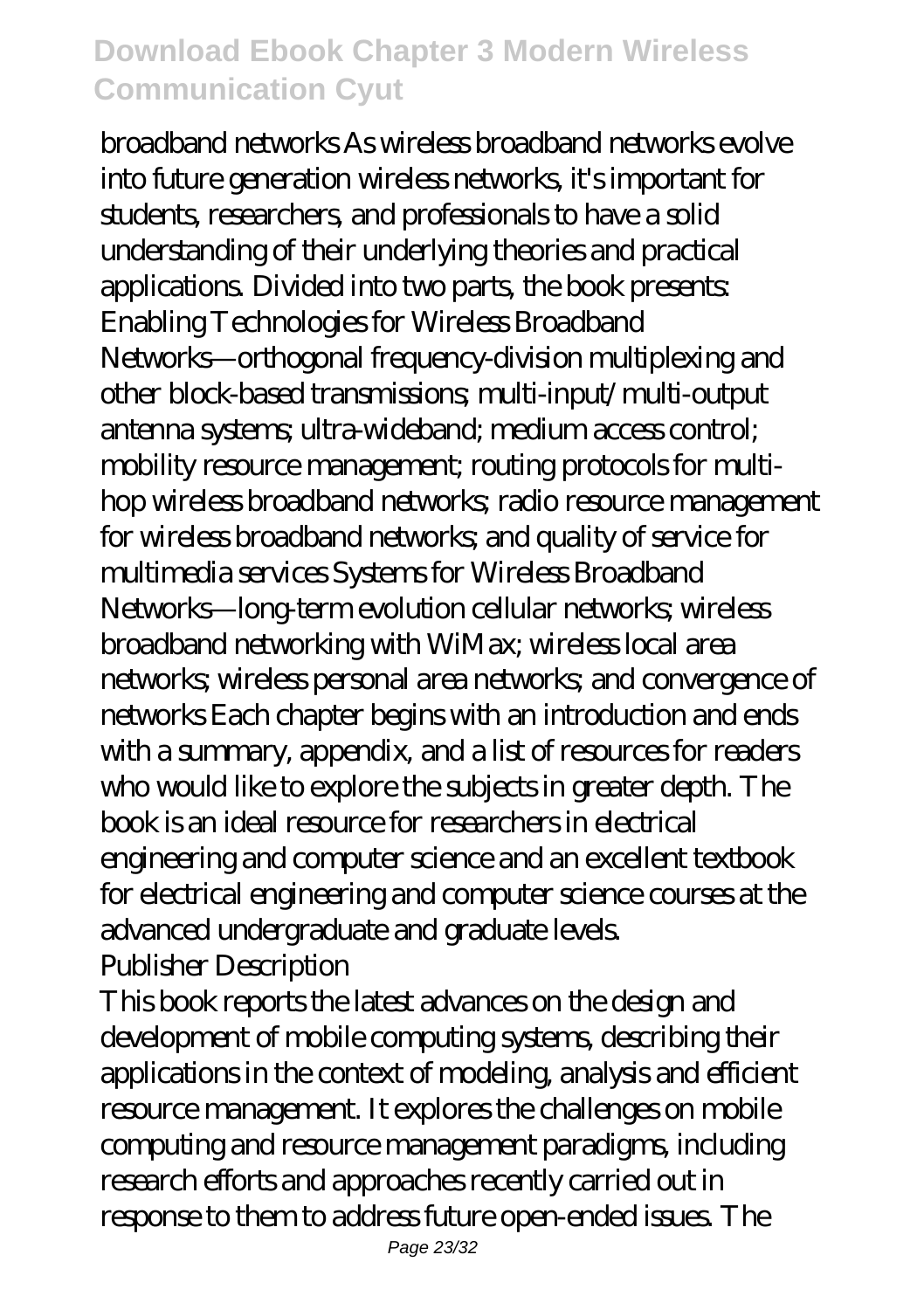broadband networks As wireless broadband networks evolve into future generation wireless networks, it's important for students, researchers, and professionals to have a solid understanding of their underlying theories and practical applications. Divided into two parts, the book presents: Enabling Technologies for Wireless Broadband Networks—orthogonal frequency-division multiplexing and other block-based transmissions; multi-input/multi-output antenna systems; ultra-wideband; medium access control; mobility resource management; routing protocols for multi-hop wireless broadband networks; radio resource management for wireless broadband networks; and quality of service for multimedia services Systems for Wireless Broadband Networks—long-term evolution cellular networks; wireless broadband networking with WiMax; wireless local area networks; wireless personal area networks; and convergence of networks Each chapter begins with an introduction and ends with a summary, appendix, and a list of resources for readers who would like to explore the subjects in greater depth. The book is an ideal resource for researchers in electrical engineering and computer science and an excellent textbook for electrical engineering and computer science courses at the advanced undergraduate and graduate levels.

Publisher Description

This book reports the latest advances on the design and development of mobile computing systems, describing their applications in the context of modeling, analysis and efficient resource management. It explores the challenges on mobile computing and resource management paradigms, including research efforts and approaches recently carried out in response to them to address future open-ended issues. The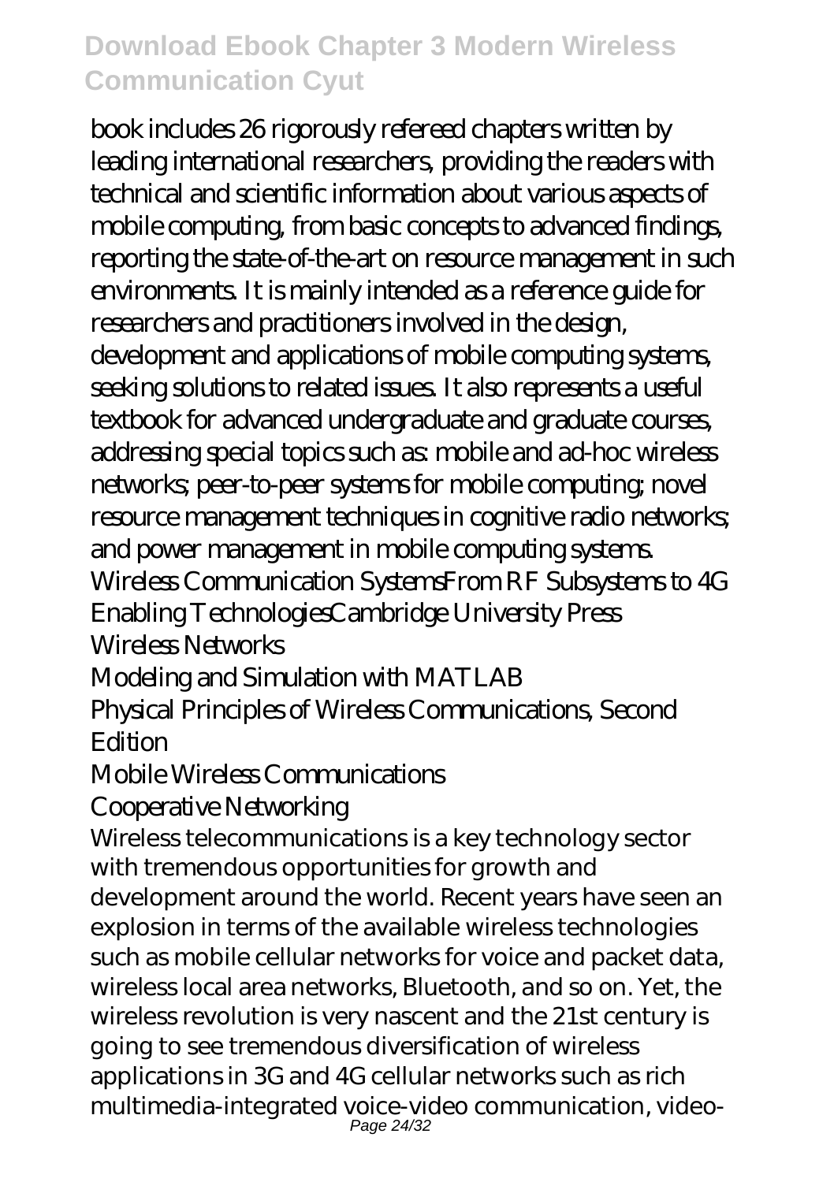book includes 26 rigorously refereed chapters written by leading international researchers, providing the readers with technical and scientific information about various aspects of mobile computing, from basic concepts to advanced findings, reporting the state-of-the-art on resource management in such environments. It is mainly intended as a reference guide for researchers and practitioners involved in the design, development and applications of mobile computing systems, seeking solutions to related issues. It also represents a useful textbook for advanced undergraduate and graduate courses, addressing special topics such as: mobile and ad-hoc wireless networks; peer-to-peer systems for mobile computing; novel resource management techniques in cognitive radio networks; and power management in mobile computing systems.

Wireless Communication SystemsFrom RF Subsystems to 4G Enabling TechnologiesCambridge University Press

Wireless Networks

Modeling and Simulation with MATLAB

Physical Principles of Wireless Communications, Second Edition

Mobile Wireless Communications

Cooperative Networking

Wireless telecommunications is a key technology sector with tremendous opportunities for growth and development around the world. Recent years have seen an explosion in terms of the available wireless technologies such as mobile cellular networks for voice and packet data, wireless local area networks, Bluetooth, and so on. Yet, the wireless revolution is very nascent and the 21st century is going to see tremendous diversification of wireless applications in 3G and 4G cellular networks such as rich multimedia-integrated voice-video communication, video-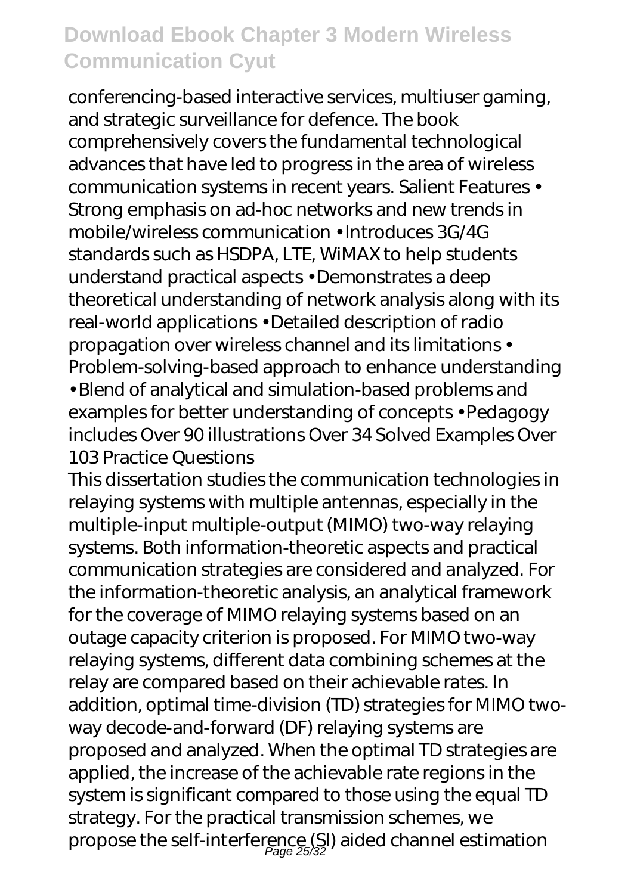conferencing-based interactive services, multiuser gaming, and strategic surveillance for defence. The book comprehensively covers the fundamental technological advances that have led to progress in the area of wireless communication systems in recent years. Salient Features • Strong emphasis on ad-hoc networks and new trends in mobile/wireless communication • Introduces 3G/4G standards such as HSDPA, LTE, WiMAX to help students understand practical aspects • Demonstrates a deep theoretical understanding of network analysis along with its real-world applications • Detailed description of radio propagation over wireless channel and its limitations • Problem-solving-based approach to enhance understanding • Blend of analytical and simulation-based problems and examples for better understanding of concepts • Pedagogy includes Over 90 illustrations Over 34 Solved Examples Over 103 Practice Questions

This dissertation studies the communication technologies in relaying systems with multiple antennas, especially in the multiple-input multiple-output (MIMO) two-way relaying systems. Both information-theoretic aspects and practical communication strategies are considered and analyzed. For the information-theoretic analysis, an analytical framework for the coverage of MIMO relaying systems based on an outage capacity criterion is proposed. For MIMO two-way relaying systems, different data combining schemes at the relay are compared based on their achievable rates. In addition, optimal time-division (TD) strategies for MIMO two-way decode-and-forward (DF) relaying systems are proposed and analyzed. When the optimal TD strategies are applied, the increase of the achievable rate regions in the system is significant compared to those using the equal TD strategy. For the practical transmission schemes, we propose the self-interference (SI) aided channel estimation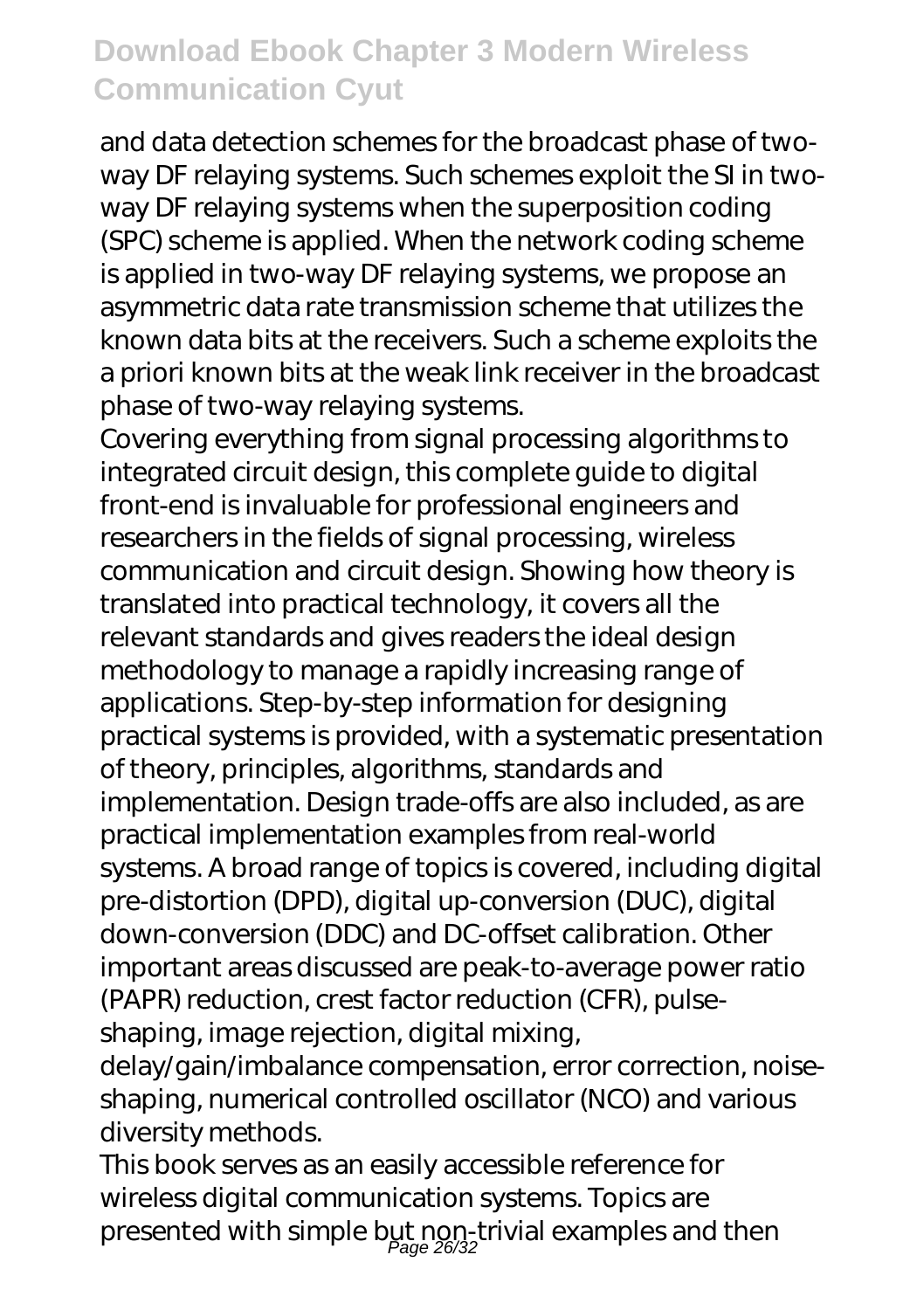and data detection schemes for the broadcast phase of two-way DF relaying systems. Such schemes exploit the SI in two-way DF relaying systems when the superposition coding (SPC) scheme is applied. When the network coding scheme is applied in two-way DF relaying systems, we propose an asymmetric data rate transmission scheme that utilizes the known data bits at the receivers. Such a scheme exploits the a priori known bits at the weak link receiver in the broadcast phase of two-way relaying systems.

Covering everything from signal processing algorithms to integrated circuit design, this complete guide to digital front-end is invaluable for professional engineers and researchers in the fields of signal processing, wireless communication and circuit design. Showing how theory is translated into practical technology, it covers all the relevant standards and gives readers the ideal design methodology to manage a rapidly increasing range of applications. Step-by-step information for designing practical systems is provided, with a systematic presentation of theory, principles, algorithms, standards and implementation. Design trade-offs are also included, as are practical implementation examples from real-world systems. A broad range of topics is covered, including digital pre-distortion (DPD), digital up-conversion (DUC), digital down-conversion (DDC) and DC-offset calibration. Other important areas discussed are peak-to-average power ratio (PAPR) reduction, crest factor reduction (CFR), pulse-shaping, image rejection, digital mixing, delay/gain/imbalance compensation, error correction, noise-shaping, numerical controlled oscillator (NCO) and various diversity methods.

This book serves as an easily accessible reference for wireless digital communication systems. Topics are presented with simple but non-trivial examples and then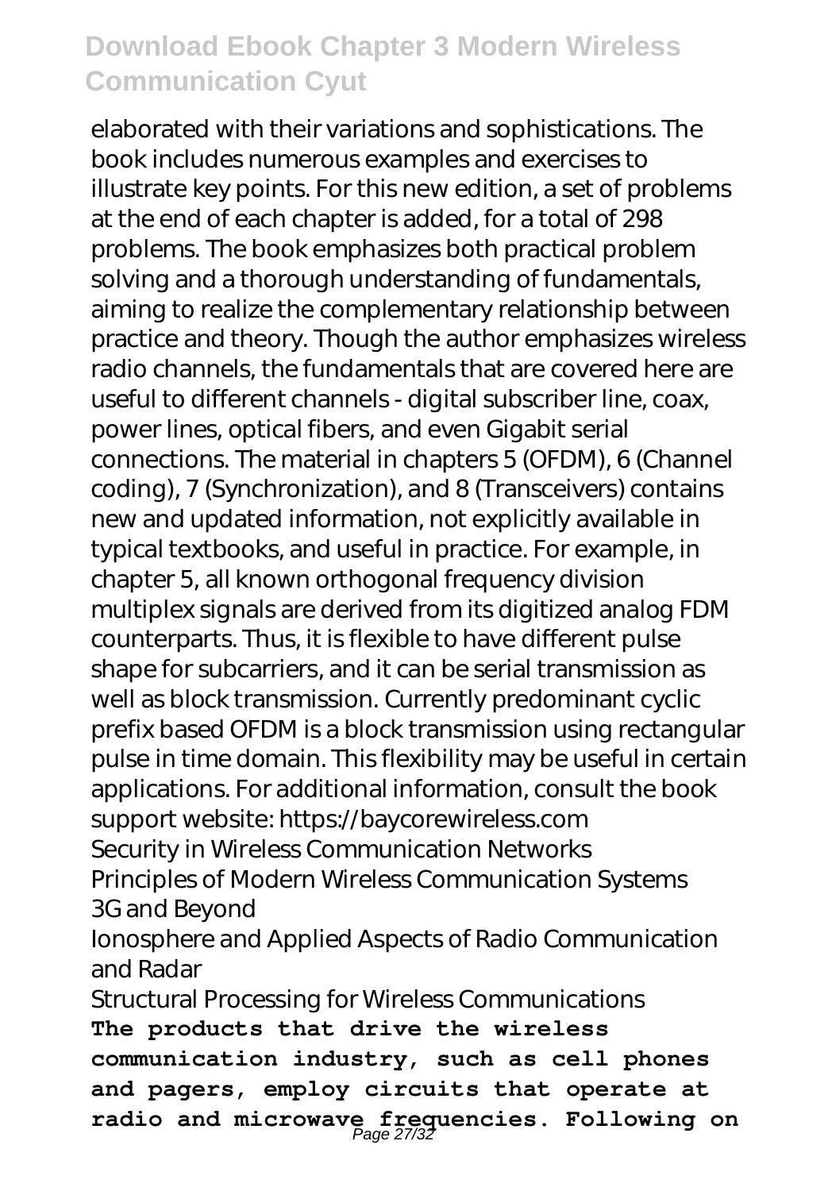elaborated with their variations and sophistications. The book includes numerous examples and exercises to illustrate key points. For this new edition, a set of problems at the end of each chapter is added, for a total of 298 problems. The book emphasizes both practical problem solving and a thorough understanding of fundamentals, aiming to realize the complementary relationship between practice and theory. Though the author emphasizes wireless radio channels, the fundamentals that are covered here are useful to different channels - digital subscriber line, coax, power lines, optical fibers, and even Gigabit serial connections. The material in chapters 5 (OFDM), 6 (Channel coding), 7 (Synchronization), and 8 (Transceivers) contains new and updated information, not explicitly available in typical textbooks, and useful in practice. For example, in chapter 5, all known orthogonal frequency division multiplex signals are derived from its digitized analog FDM counterparts. Thus, it is flexible to have different pulse shape for subcarriers, and it can be serial transmission as well as block transmission. Currently predominant cyclic prefix based OFDM is a block transmission using rectangular pulse in time domain. This flexibility may be useful in certain applications. For additional information, consult the book support website: https://baycorewireless.com

Security in Wireless Communication Networks

Principles of Modern Wireless Communication Systems

3G and Beyond

Ionosphere and Applied Aspects of Radio Communication and Radar

Structural Processing for Wireless Communications

**The products that drive the wireless communication industry, such as cell phones and pagers, employ circuits that operate at radio and microwave frequencies. Following on**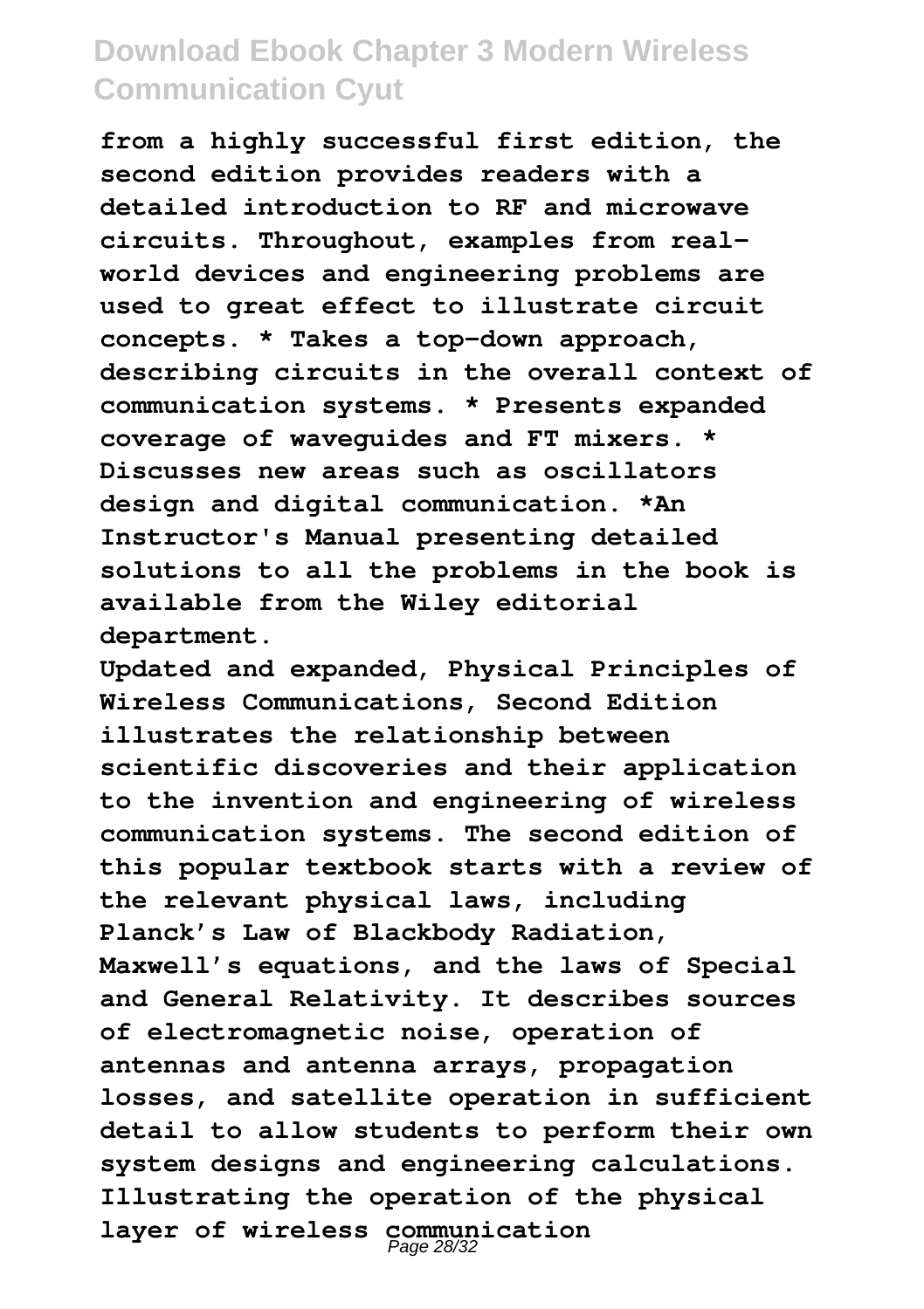from a highly successful first edition, the second edition provides readers with a detailed introduction to RF and microwave circuits. Throughout, examples from real-world devices and engineering problems are used to great effect to illustrate circuit concepts. * Takes a top-down approach, describing circuits in the overall context of communication systems. * Presents expanded coverage of waveguides and FT mixers. * Discusses new areas such as oscillators design and digital communication. *An Instructor's Manual presenting detailed solutions to all the problems in the book is available from the Wiley editorial department.

Updated and expanded, Physical Principles of Wireless Communications, Second Edition illustrates the relationship between scientific discoveries and their application to the invention and engineering of wireless communication systems. The second edition of this popular textbook starts with a review of the relevant physical laws, including Planck's Law of Blackbody Radiation, Maxwell's equations, and the laws of Special and General Relativity. It describes sources of electromagnetic noise, operation of antennas and antenna arrays, propagation losses, and satellite operation in sufficient detail to allow students to perform their own system designs and engineering calculations. Illustrating the operation of the physical layer of wireless communication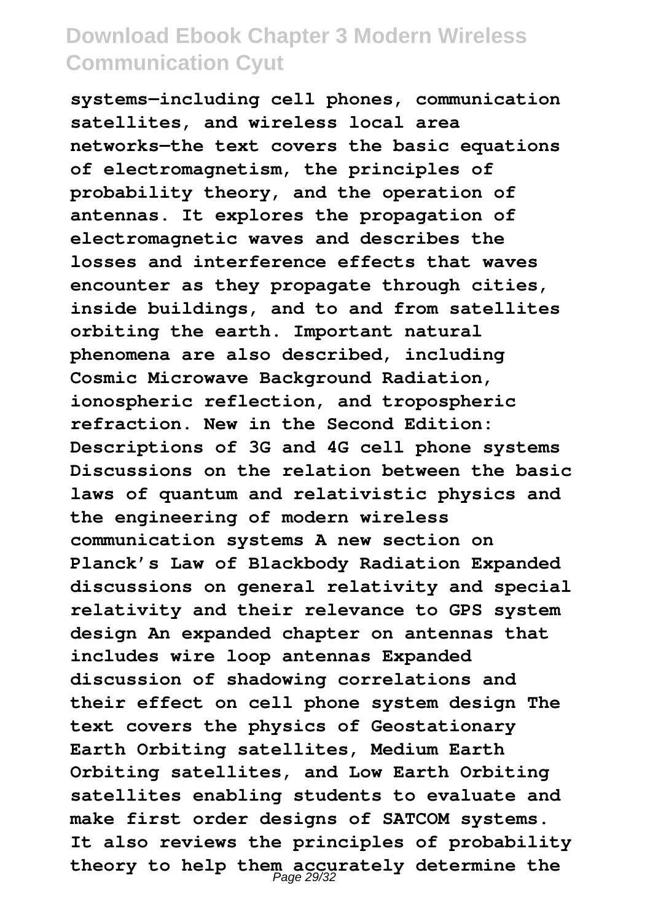systems—including cell phones, communication satellites, and wireless local area networks—the text covers the basic equations of electromagnetism, the principles of probability theory, and the operation of antennas. It explores the propagation of electromagnetic waves and describes the losses and interference effects that waves encounter as they propagate through cities, inside buildings, and to and from satellites orbiting the earth. Important natural phenomena are also described, including Cosmic Microwave Background Radiation, ionospheric reflection, and tropospheric refraction. New in the Second Edition: Descriptions of 3G and 4G cell phone systems Discussions on the relation between the basic laws of quantum and relativistic physics and the engineering of modern wireless communication systems A new section on Planck's Law of Blackbody Radiation Expanded discussions on general relativity and special relativity and their relevance to GPS system design An expanded chapter on antennas that includes wire loop antennas Expanded discussion of shadowing correlations and their effect on cell phone system design The text covers the physics of Geostationary Earth Orbiting satellites, Medium Earth Orbiting satellites, and Low Earth Orbiting satellites enabling students to evaluate and make first order designs of SATCOM systems. It also reviews the principles of probability theory to help them accurately determine the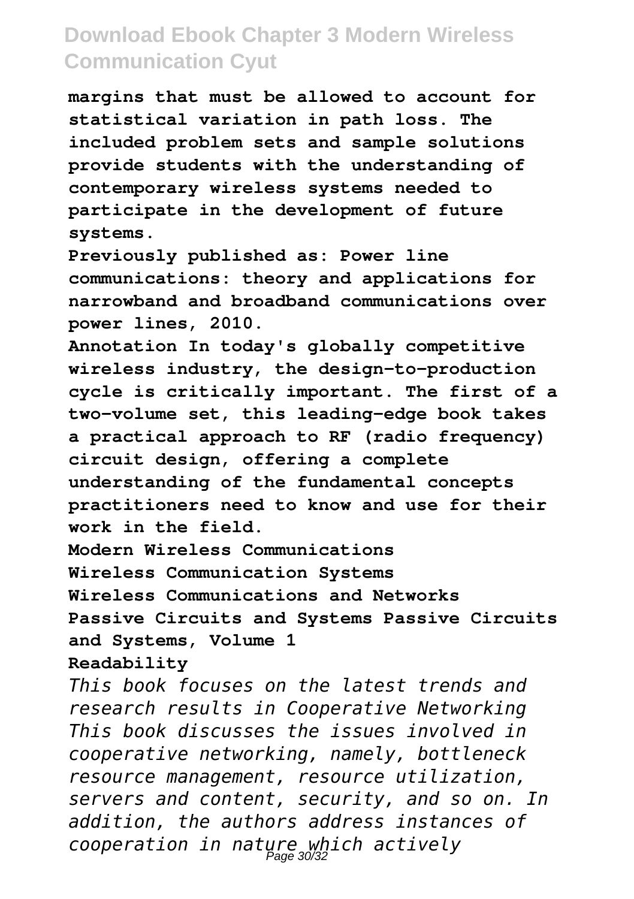**margins that must be allowed to account for statistical variation in path loss. The included problem sets and sample solutions provide students with the understanding of contemporary wireless systems needed to participate in the development of future systems.**

**Previously published as: Power line communications: theory and applications for narrowband and broadband communications over power lines, 2010.**

**Annotation In today's globally competitive wireless industry, the design-to-production cycle is critically important. The first of a two-volume set, this leading-edge book takes a practical approach to RF (radio frequency) circuit design, offering a complete understanding of the fundamental concepts practitioners need to know and use for their work in the field.**

**Modern Wireless Communications**

**Wireless Communication Systems**

**Wireless Communications and Networks**

**Passive Circuits and Systems Passive Circuits and Systems, Volume 1**

**Readability**

*This book focuses on the latest trends and research results in Cooperative Networking This book discusses the issues involved in cooperative networking, namely, bottleneck resource management, resource utilization, servers and content, security, and so on. In addition, the authors address instances of cooperation in nature which actively*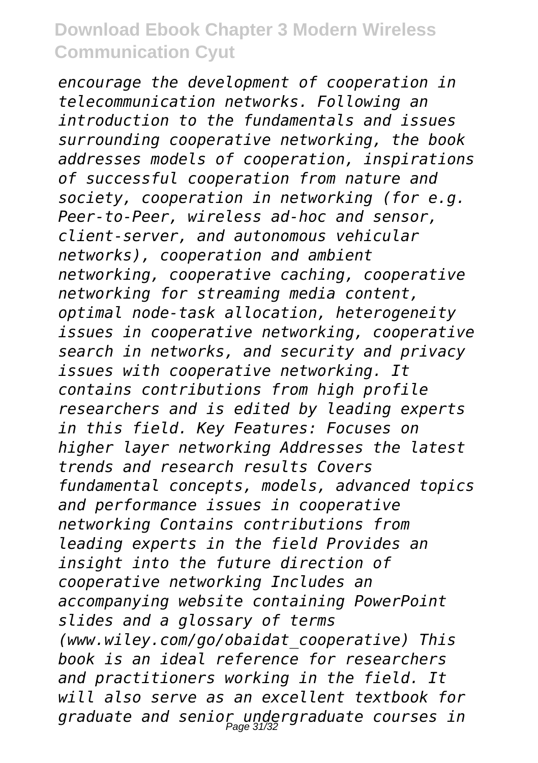*encourage the development of cooperation in telecommunication networks. Following an introduction to the fundamentals and issues surrounding cooperative networking, the book addresses models of cooperation, inspirations of successful cooperation from nature and society, cooperation in networking (for e.g. Peer-to-Peer, wireless ad-hoc and sensor, client-server, and autonomous vehicular networks), cooperation and ambient networking, cooperative caching, cooperative networking for streaming media content, optimal node-task allocation, heterogeneity issues in cooperative networking, cooperative search in networks, and security and privacy issues with cooperative networking. It contains contributions from high profile researchers and is edited by leading experts in this field. Key Features: Focuses on higher layer networking Addresses the latest trends and research results Covers fundamental concepts, models, advanced topics and performance issues in cooperative networking Contains contributions from leading experts in the field Provides an insight into the future direction of cooperative networking Includes an accompanying website containing PowerPoint slides and a glossary of terms (www.wiley.com/go/obaidat_cooperative) This book is an ideal reference for researchers and practitioners working in the field. It will also serve as an excellent textbook for graduate and senior undergraduate courses in*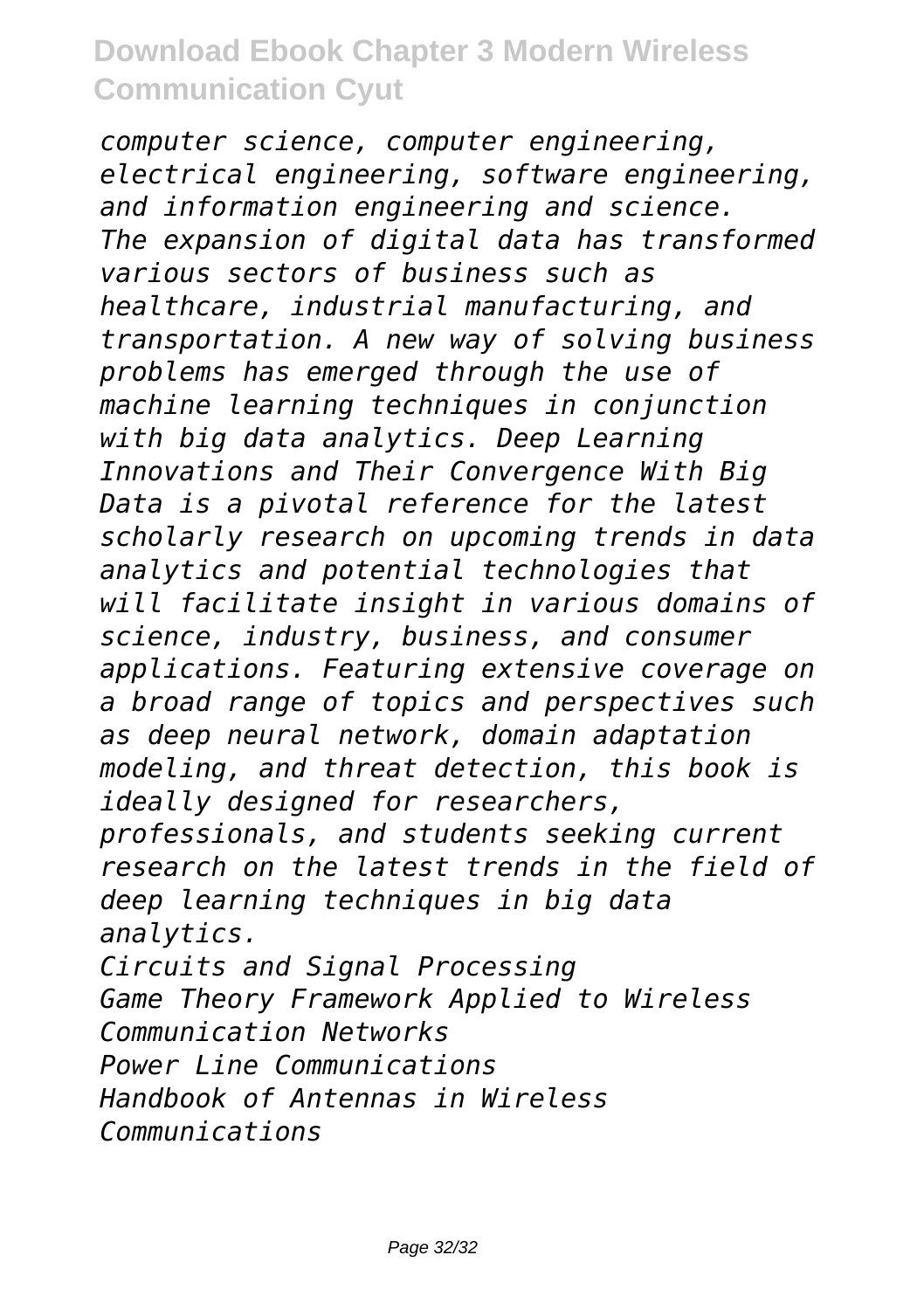*computer science, computer engineering, electrical engineering, software engineering, and information engineering and science. The expansion of digital data has transformed various sectors of business such as healthcare, industrial manufacturing, and transportation. A new way of solving business problems has emerged through the use of machine learning techniques in conjunction with big data analytics. Deep Learning Innovations and Their Convergence With Big Data is a pivotal reference for the latest scholarly research on upcoming trends in data analytics and potential technologies that will facilitate insight in various domains of science, industry, business, and consumer applications. Featuring extensive coverage on a broad range of topics and perspectives such as deep neural network, domain adaptation modeling, and threat detection, this book is ideally designed for researchers, professionals, and students seeking current research on the latest trends in the field of deep learning techniques in big data analytics.*

*Circuits and Signal Processing*

*Game Theory Framework Applied to Wireless Communication Networks*

*Power Line Communications*

*Handbook of Antennas in Wireless Communications*